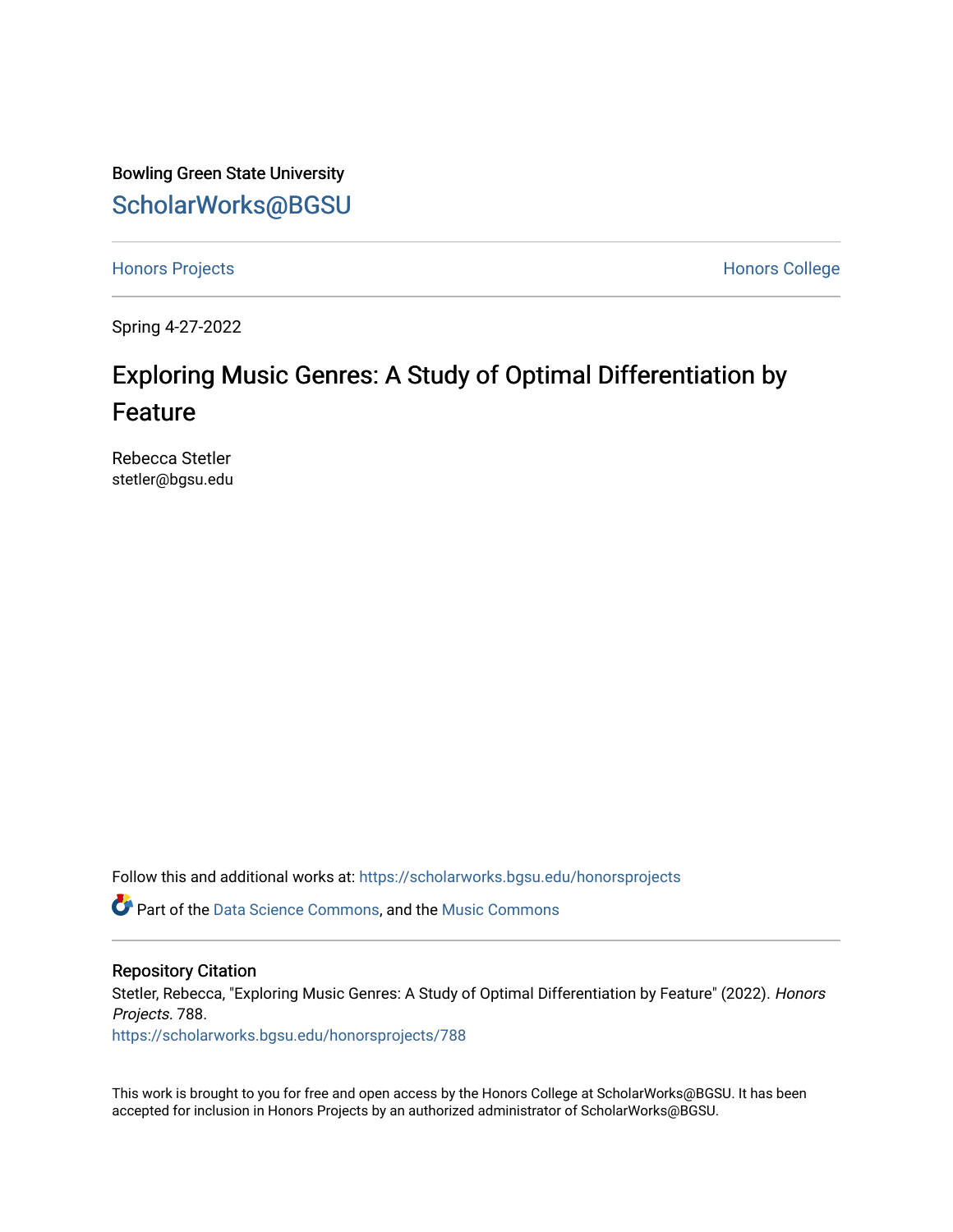Bowling Green State University

ScholarWorks@BGSU

Honors Projects

Honors College

Spring 4-27-2022

# Exploring Music Genres: A Study of Optimal Differentiation by Feature

Rebecca Stetler
stetler@bgsu.edu

Follow this and additional works at: https://scholarworks.bgsu.edu/honorsprojects

Part of the Data Science Commons, and the Music Commons

## Repository Citation

Stetler, Rebecca, "Exploring Music Genres: A Study of Optimal Differentiation by Feature" (2022). *Honors Projects*. 788.
https://scholarworks.bgsu.edu/honorsprojects/788

This work is brought to you for free and open access by the Honors College at ScholarWorks@BGSU. It has been accepted for inclusion in Honors Projects by an authorized administrator of ScholarWorks@BGSU.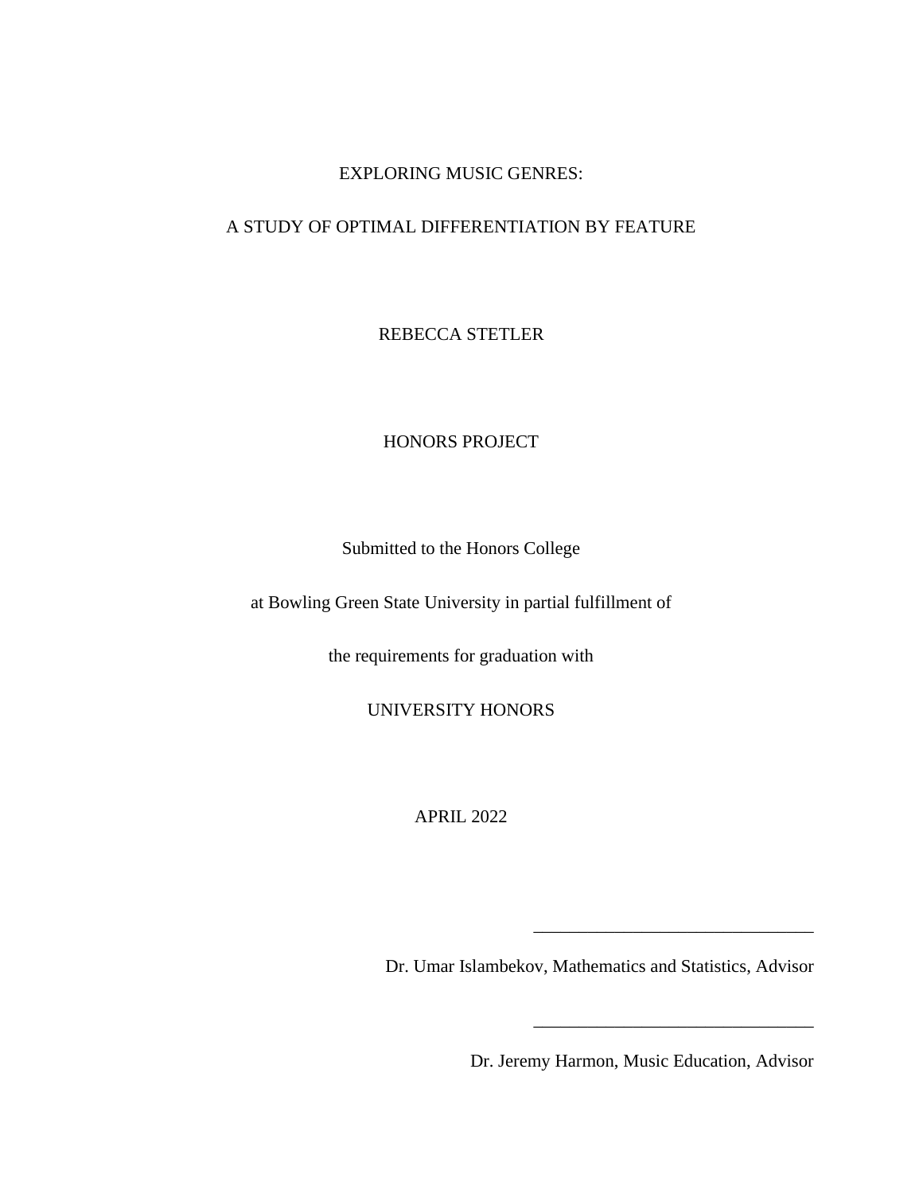# EXPLORING MUSIC GENRES:

# A STUDY OF OPTIMAL DIFFERENTIATION BY FEATURE

REBECCA STETLER

HONORS PROJECT

Submitted to the Honors College

at Bowling Green State University in partial fulfillment of

the requirements for graduation with

UNIVERSITY HONORS

APRIL 2022

_______________________________

Dr. Umar Islambekov, Mathematics and Statistics, Advisor

_______________________________

Dr. Jeremy Harmon, Music Education, Advisor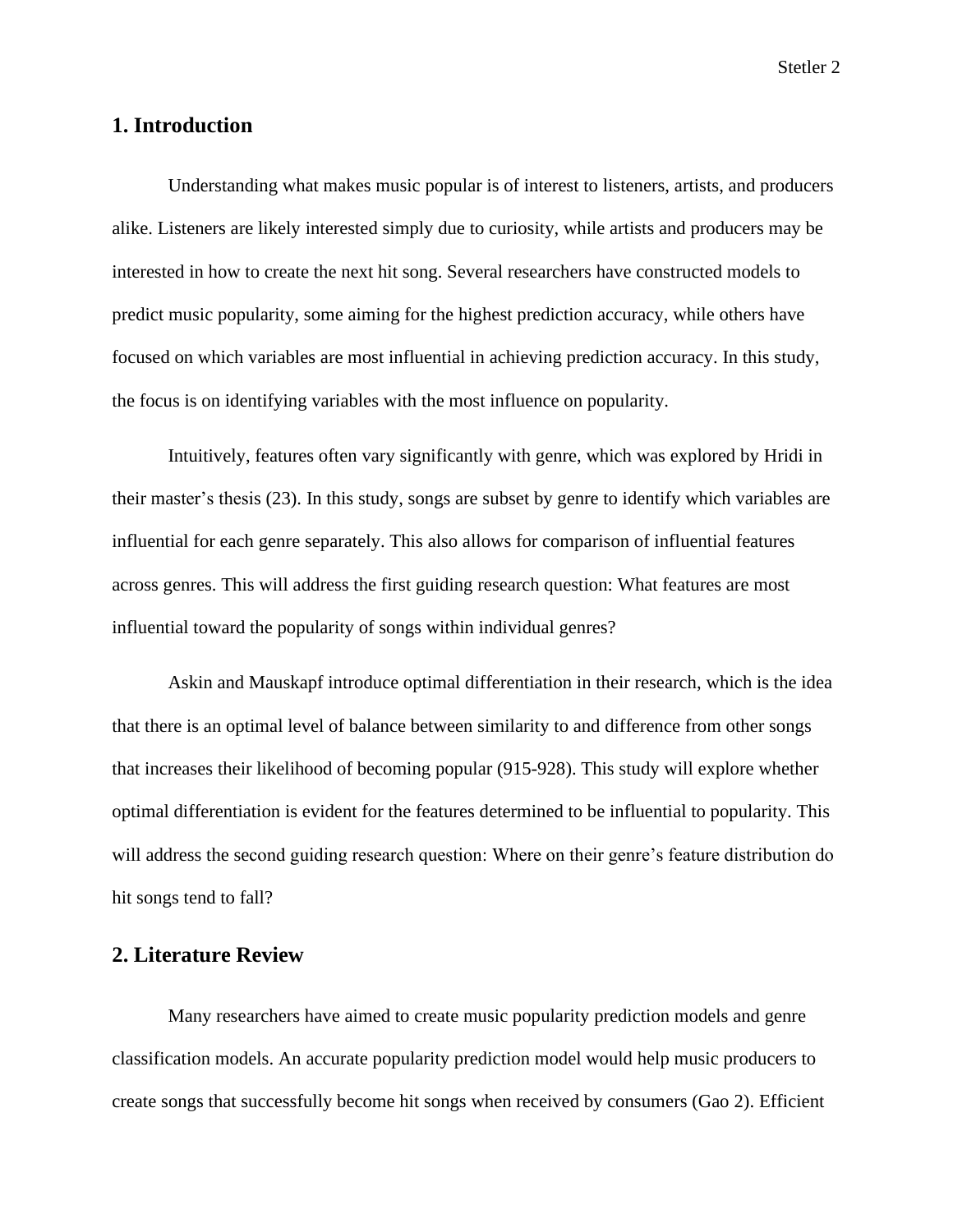## 1. Introduction

Understanding what makes music popular is of interest to listeners, artists, and producers alike. Listeners are likely interested simply due to curiosity, while artists and producers may be interested in how to create the next hit song. Several researchers have constructed models to predict music popularity, some aiming for the highest prediction accuracy, while others have focused on which variables are most influential in achieving prediction accuracy. In this study, the focus is on identifying variables with the most influence on popularity.

Intuitively, features often vary significantly with genre, which was explored by Hridi in their master's thesis (23). In this study, songs are subset by genre to identify which variables are influential for each genre separately. This also allows for comparison of influential features across genres. This will address the first guiding research question: What features are most influential toward the popularity of songs within individual genres?

Askin and Mauskapf introduce optimal differentiation in their research, which is the idea that there is an optimal level of balance between similarity to and difference from other songs that increases their likelihood of becoming popular (915-928). This study will explore whether optimal differentiation is evident for the features determined to be influential to popularity. This will address the second guiding research question: Where on their genre's feature distribution do hit songs tend to fall?

## 2. Literature Review

Many researchers have aimed to create music popularity prediction models and genre classification models. An accurate popularity prediction model would help music producers to create songs that successfully become hit songs when received by consumers (Gao 2). Efficient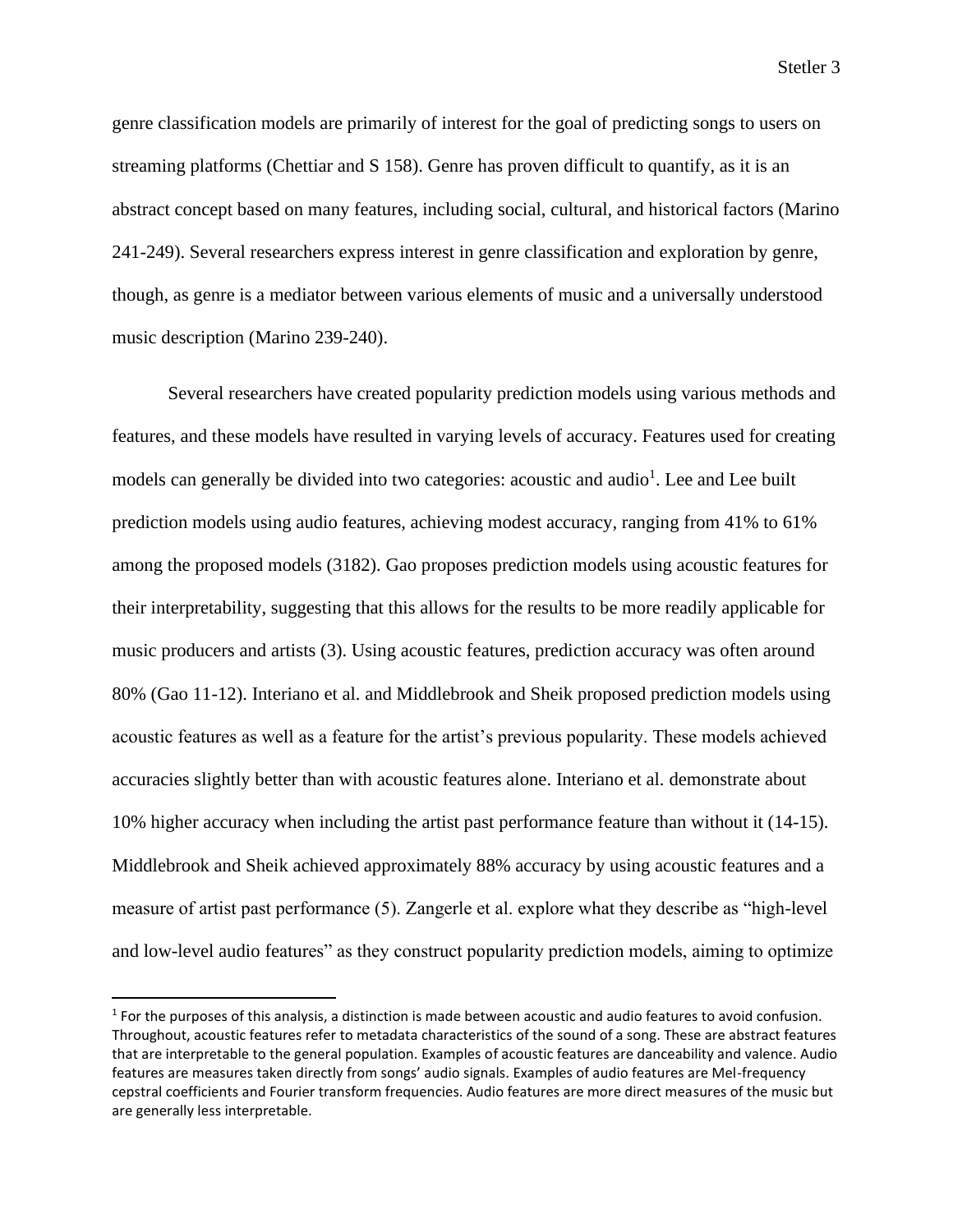genre classification models are primarily of interest for the goal of predicting songs to users on streaming platforms (Chettiar and S 158). Genre has proven difficult to quantify, as it is an abstract concept based on many features, including social, cultural, and historical factors (Marino 241-249). Several researchers express interest in genre classification and exploration by genre, though, as genre is a mediator between various elements of music and a universally understood music description (Marino 239-240).

Several researchers have created popularity prediction models using various methods and features, and these models have resulted in varying levels of accuracy. Features used for creating models can generally be divided into two categories: acoustic and audio[1]. Lee and Lee built prediction models using audio features, achieving modest accuracy, ranging from 41% to 61% among the proposed models (3182). Gao proposes prediction models using acoustic features for their interpretability, suggesting that this allows for the results to be more readily applicable for music producers and artists (3). Using acoustic features, prediction accuracy was often around 80% (Gao 11-12). Interiano et al. and Middlebrook and Sheik proposed prediction models using acoustic features as well as a feature for the artist's previous popularity. These models achieved accuracies slightly better than with acoustic features alone. Interiano et al. demonstrate about 10% higher accuracy when including the artist past performance feature than without it (14-15). Middlebrook and Sheik achieved approximately 88% accuracy by using acoustic features and a measure of artist past performance (5). Zangerle et al. explore what they describe as "high-level and low-level audio features" as they construct popularity prediction models, aiming to optimize

[1] For the purposes of this analysis, a distinction is made between acoustic and audio features to avoid confusion. Throughout, acoustic features refer to metadata characteristics of the sound of a song. These are abstract features that are interpretable to the general population. Examples of acoustic features are danceability and valence. Audio features are measures taken directly from songs' audio signals. Examples of audio features are Mel-frequency cepstral coefficients and Fourier transform frequencies. Audio features are more direct measures of the music but are generally less interpretable.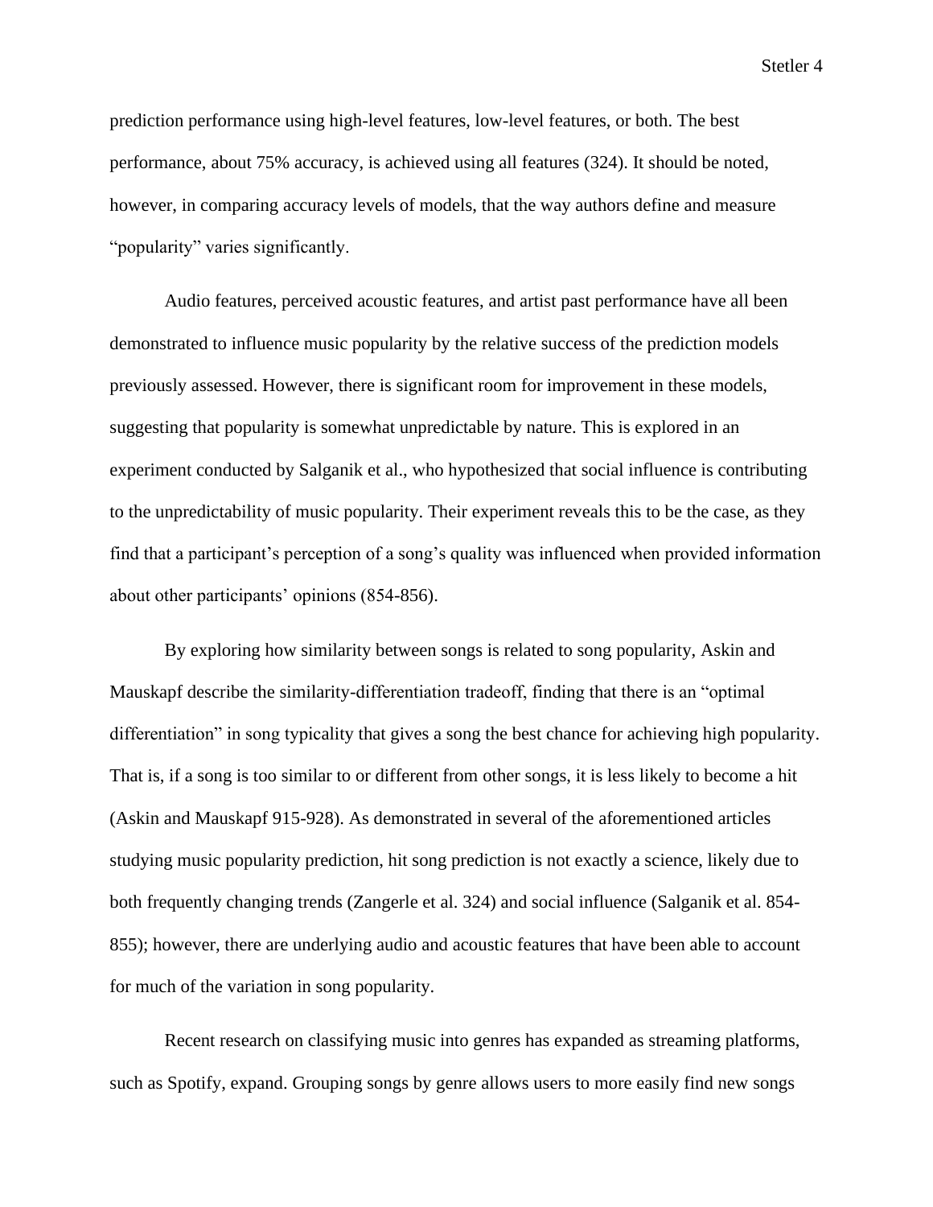prediction performance using high-level features, low-level features, or both. The best performance, about 75% accuracy, is achieved using all features (324). It should be noted, however, in comparing accuracy levels of models, that the way authors define and measure "popularity" varies significantly.

Audio features, perceived acoustic features, and artist past performance have all been demonstrated to influence music popularity by the relative success of the prediction models previously assessed. However, there is significant room for improvement in these models, suggesting that popularity is somewhat unpredictable by nature. This is explored in an experiment conducted by Salganik et al., who hypothesized that social influence is contributing to the unpredictability of music popularity. Their experiment reveals this to be the case, as they find that a participant's perception of a song's quality was influenced when provided information about other participants' opinions (854-856).

By exploring how similarity between songs is related to song popularity, Askin and Mauskapf describe the similarity-differentiation tradeoff, finding that there is an "optimal differentiation" in song typicality that gives a song the best chance for achieving high popularity. That is, if a song is too similar to or different from other songs, it is less likely to become a hit (Askin and Mauskapf 915-928). As demonstrated in several of the aforementioned articles studying music popularity prediction, hit song prediction is not exactly a science, likely due to both frequently changing trends (Zangerle et al. 324) and social influence (Salganik et al. 854-855); however, there are underlying audio and acoustic features that have been able to account for much of the variation in song popularity.

Recent research on classifying music into genres has expanded as streaming platforms, such as Spotify, expand. Grouping songs by genre allows users to more easily find new songs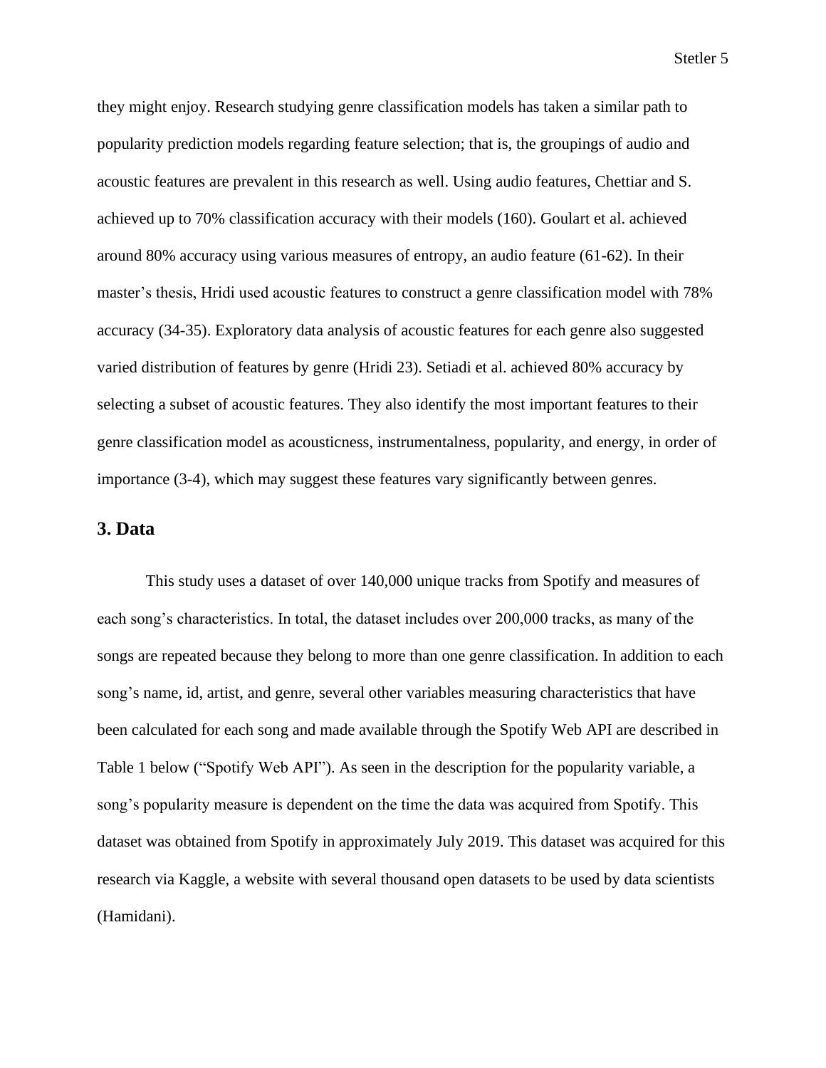they might enjoy. Research studying genre classification models has taken a similar path to popularity prediction models regarding feature selection; that is, the groupings of audio and acoustic features are prevalent in this research as well. Using audio features, Chettiar and S. achieved up to 70% classification accuracy with their models (160). Goulart et al. achieved around 80% accuracy using various measures of entropy, an audio feature (61-62). In their master's thesis, Hridi used acoustic features to construct a genre classification model with 78% accuracy (34-35). Exploratory data analysis of acoustic features for each genre also suggested varied distribution of features by genre (Hridi 23). Setiadi et al. achieved 80% accuracy by selecting a subset of acoustic features. They also identify the most important features to their genre classification model as acousticness, instrumentalness, popularity, and energy, in order of importance (3-4), which may suggest these features vary significantly between genres.

## 3. Data

This study uses a dataset of over 140,000 unique tracks from Spotify and measures of each song's characteristics. In total, the dataset includes over 200,000 tracks, as many of the songs are repeated because they belong to more than one genre classification. In addition to each song's name, id, artist, and genre, several other variables measuring characteristics that have been calculated for each song and made available through the Spotify Web API are described in Table 1 below ("Spotify Web API"). As seen in the description for the popularity variable, a song's popularity measure is dependent on the time the data was acquired from Spotify. This dataset was obtained from Spotify in approximately July 2019. This dataset was acquired for this research via Kaggle, a website with several thousand open datasets to be used by data scientists (Hamidani).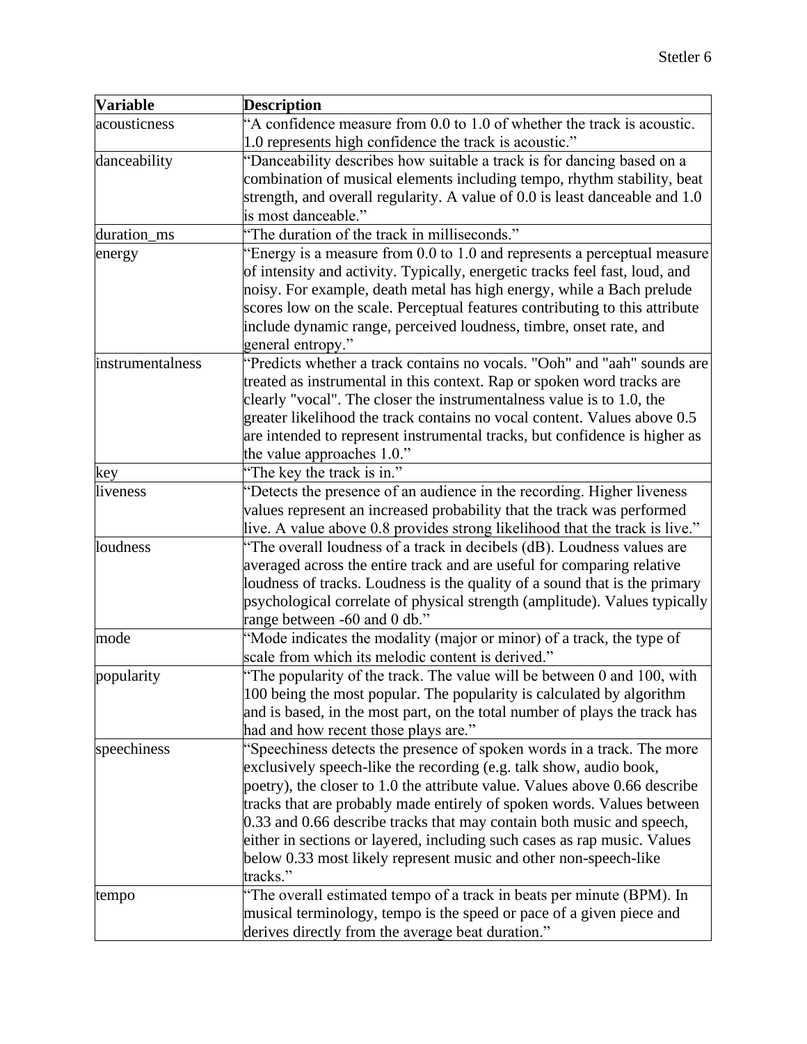| Variable | Description |
| --- | --- |
| acousticness | "A confidence measure from 0.0 to 1.0 of whether the track is acoustic. 1.0 represents high confidence the track is acoustic." |
| danceability | "Danceability describes how suitable a track is for dancing based on a combination of musical elements including tempo, rhythm stability, beat strength, and overall regularity. A value of 0.0 is least danceable and 1.0 is most danceable." |
| duration_ms | "The duration of the track in milliseconds." |
| energy | "Energy is a measure from 0.0 to 1.0 and represents a perceptual measure of intensity and activity. Typically, energetic tracks feel fast, loud, and noisy. For example, death metal has high energy, while a Bach prelude scores low on the scale. Perceptual features contributing to this attribute include dynamic range, perceived loudness, timbre, onset rate, and general entropy." |
| instrumentalness | "Predicts whether a track contains no vocals. "Ooh" and "aah" sounds are treated as instrumental in this context. Rap or spoken word tracks are clearly "vocal". The closer the instrumentalness value is to 1.0, the greater likelihood the track contains no vocal content. Values above 0.5 are intended to represent instrumental tracks, but confidence is higher as the value approaches 1.0." |
| key | "The key the track is in." |
| liveness | "Detects the presence of an audience in the recording. Higher liveness values represent an increased probability that the track was performed live. A value above 0.8 provides strong likelihood that the track is live." |
| loudness | "The overall loudness of a track in decibels (dB). Loudness values are averaged across the entire track and are useful for comparing relative loudness of tracks. Loudness is the quality of a sound that is the primary psychological correlate of physical strength (amplitude). Values typically range between -60 and 0 db." |
| mode | "Mode indicates the modality (major or minor) of a track, the type of scale from which its melodic content is derived." |
| popularity | "The popularity of the track. The value will be between 0 and 100, with 100 being the most popular. The popularity is calculated by algorithm and is based, in the most part, on the total number of plays the track has had and how recent those plays are." |
| speechiness | "Speechiness detects the presence of spoken words in a track. The more exclusively speech-like the recording (e.g. talk show, audio book, poetry), the closer to 1.0 the attribute value. Values above 0.66 describe tracks that are probably made entirely of spoken words. Values between 0.33 and 0.66 describe tracks that may contain both music and speech, either in sections or layered, including such cases as rap music. Values below 0.33 most likely represent music and other non-speech-like tracks." |
| tempo | "The overall estimated tempo of a track in beats per minute (BPM). In musical terminology, tempo is the speed or pace of a given piece and derives directly from the average beat duration." |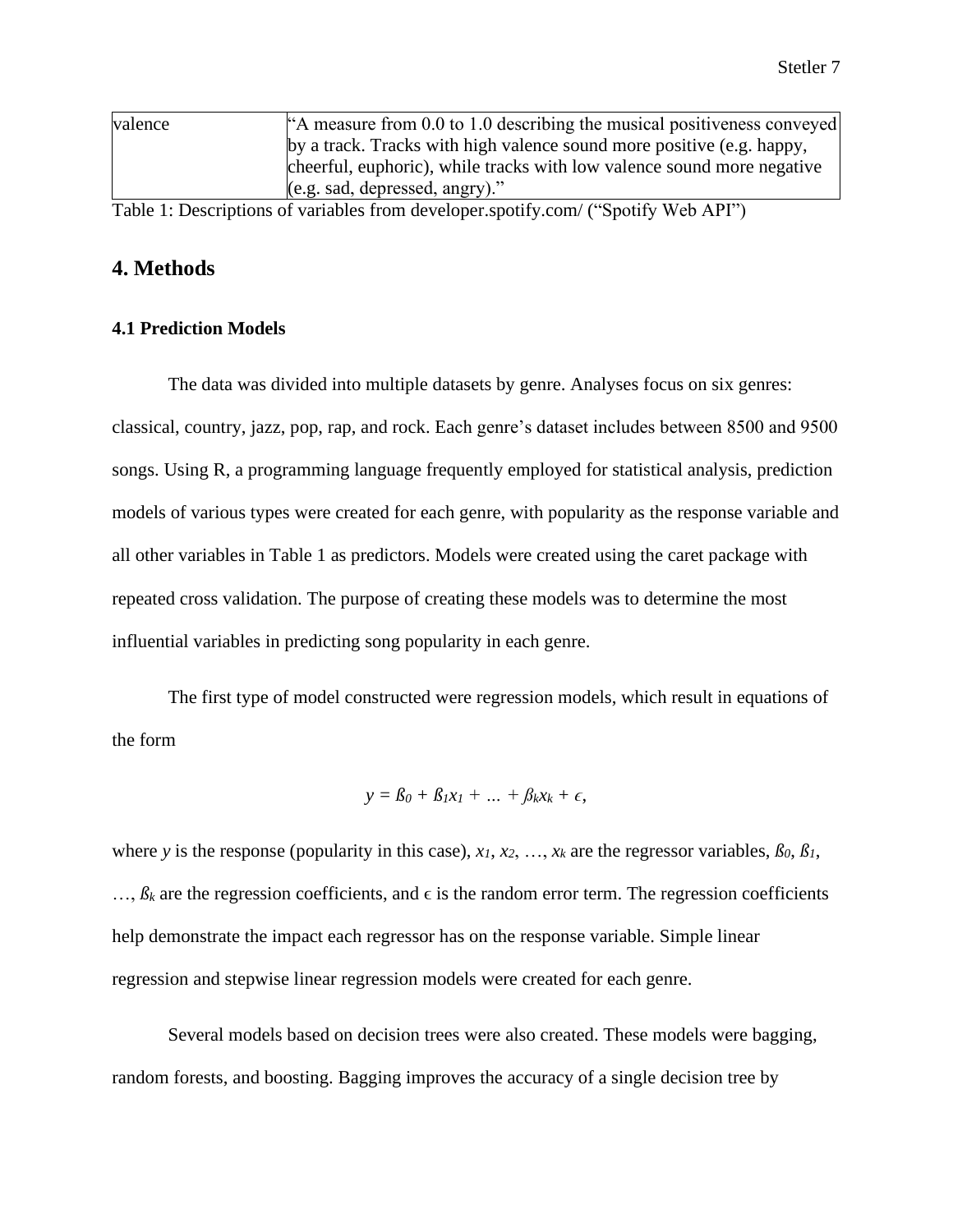| valence | "A measure from 0.0 to 1.0 describing the musical positiveness conveyed by a track. Tracks with high valence sound more positive (e.g. happy, cheerful, euphoric), while tracks with low valence sound more negative (e.g. sad, depressed, angry)." |
|---|---|

Table 1: Descriptions of variables from developer.spotify.com/ ("Spotify Web API")

## 4. Methods

### 4.1 Prediction Models

The data was divided into multiple datasets by genre. Analyses focus on six genres: classical, country, jazz, pop, rap, and rock. Each genre's dataset includes between 8500 and 9500 songs. Using R, a programming language frequently employed for statistical analysis, prediction models of various types were created for each genre, with popularity as the response variable and all other variables in Table 1 as predictors. Models were created using the caret package with repeated cross validation. The purpose of creating these models was to determine the most influential variables in predicting song popularity in each genre.

The first type of model constructed were regression models, which result in equations of the form

$$y = \beta_0 + \beta_1 x_1 + \ldots + \beta_k x_k + \epsilon,$$

where $y$ is the response (popularity in this case), $x_1$, $x_2$, …, $x_k$ are the regressor variables, $\beta_0$, $\beta_1$, …, $\beta_k$ are the regression coefficients, and $\epsilon$ is the random error term. The regression coefficients help demonstrate the impact each regressor has on the response variable. Simple linear regression and stepwise linear regression models were created for each genre.

Several models based on decision trees were also created. These models were bagging, random forests, and boosting. Bagging improves the accuracy of a single decision tree by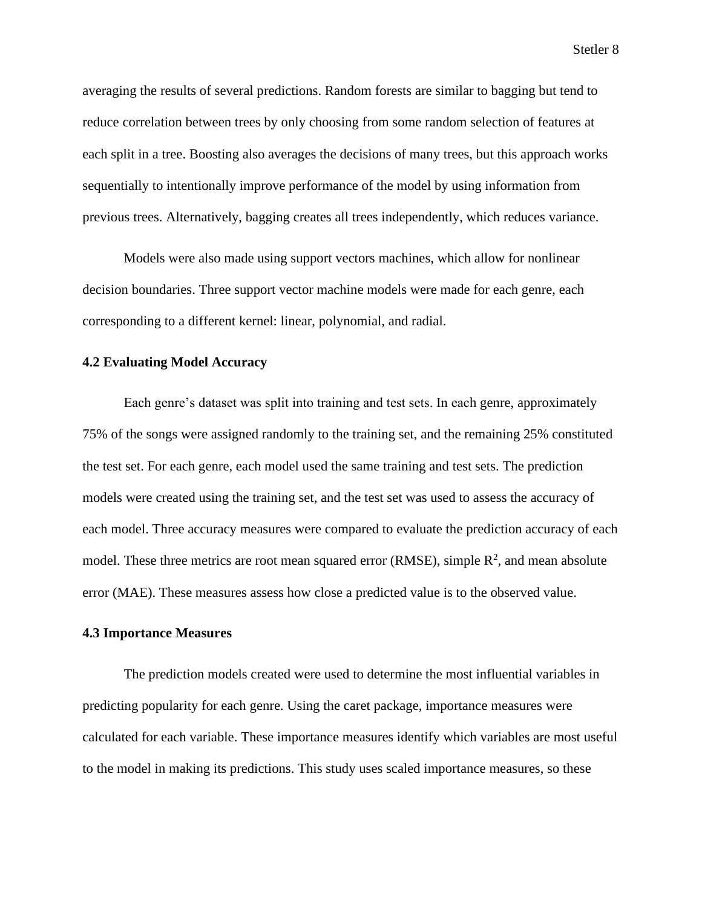averaging the results of several predictions. Random forests are similar to bagging but tend to reduce correlation between trees by only choosing from some random selection of features at each split in a tree. Boosting also averages the decisions of many trees, but this approach works sequentially to intentionally improve performance of the model by using information from previous trees. Alternatively, bagging creates all trees independently, which reduces variance.

Models were also made using support vectors machines, which allow for nonlinear decision boundaries. Three support vector machine models were made for each genre, each corresponding to a different kernel: linear, polynomial, and radial.

### 4.2 Evaluating Model Accuracy

Each genre's dataset was split into training and test sets. In each genre, approximately 75% of the songs were assigned randomly to the training set, and the remaining 25% constituted the test set. For each genre, each model used the same training and test sets. The prediction models were created using the training set, and the test set was used to assess the accuracy of each model. Three accuracy measures were compared to evaluate the prediction accuracy of each model. These three metrics are root mean squared error (RMSE), simple $R^2$, and mean absolute error (MAE). These measures assess how close a predicted value is to the observed value.

### 4.3 Importance Measures

The prediction models created were used to determine the most influential variables in predicting popularity for each genre. Using the caret package, importance measures were calculated for each variable. These importance measures identify which variables are most useful to the model in making its predictions. This study uses scaled importance measures, so these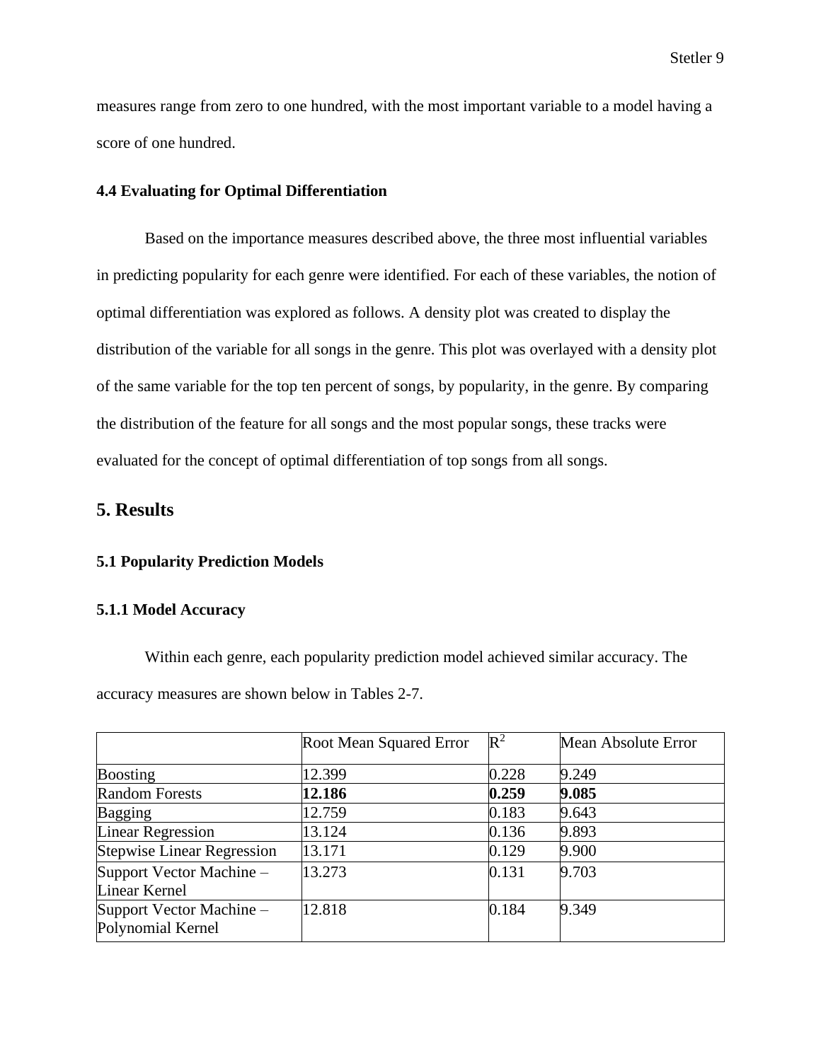measures range from zero to one hundred, with the most important variable to a model having a score of one hundred.

### 4.4 Evaluating for Optimal Differentiation

Based on the importance measures described above, the three most influential variables in predicting popularity for each genre were identified. For each of these variables, the notion of optimal differentiation was explored as follows. A density plot was created to display the distribution of the variable for all songs in the genre. This plot was overlayed with a density plot of the same variable for the top ten percent of songs, by popularity, in the genre. By comparing the distribution of the feature for all songs and the most popular songs, these tracks were evaluated for the concept of optimal differentiation of top songs from all songs.

## 5. Results

### 5.1 Popularity Prediction Models

#### 5.1.1 Model Accuracy

Within each genre, each popularity prediction model achieved similar accuracy. The accuracy measures are shown below in Tables 2-7.

| | Root Mean Squared Error | $R^2$ | Mean Absolute Error |
|---|---|---|---|
| Boosting | 12.399 | 0.228 | 9.249 |
| Random Forests | **12.186** | **0.259** | **9.085** |
| Bagging | 12.759 | 0.183 | 9.643 |
| Linear Regression | 13.124 | 0.136 | 9.893 |
| Stepwise Linear Regression | 13.171 | 0.129 | 9.900 |
| Support Vector Machine – Linear Kernel | 13.273 | 0.131 | 9.703 |
| Support Vector Machine – Polynomial Kernel | 12.818 | 0.184 | 9.349 |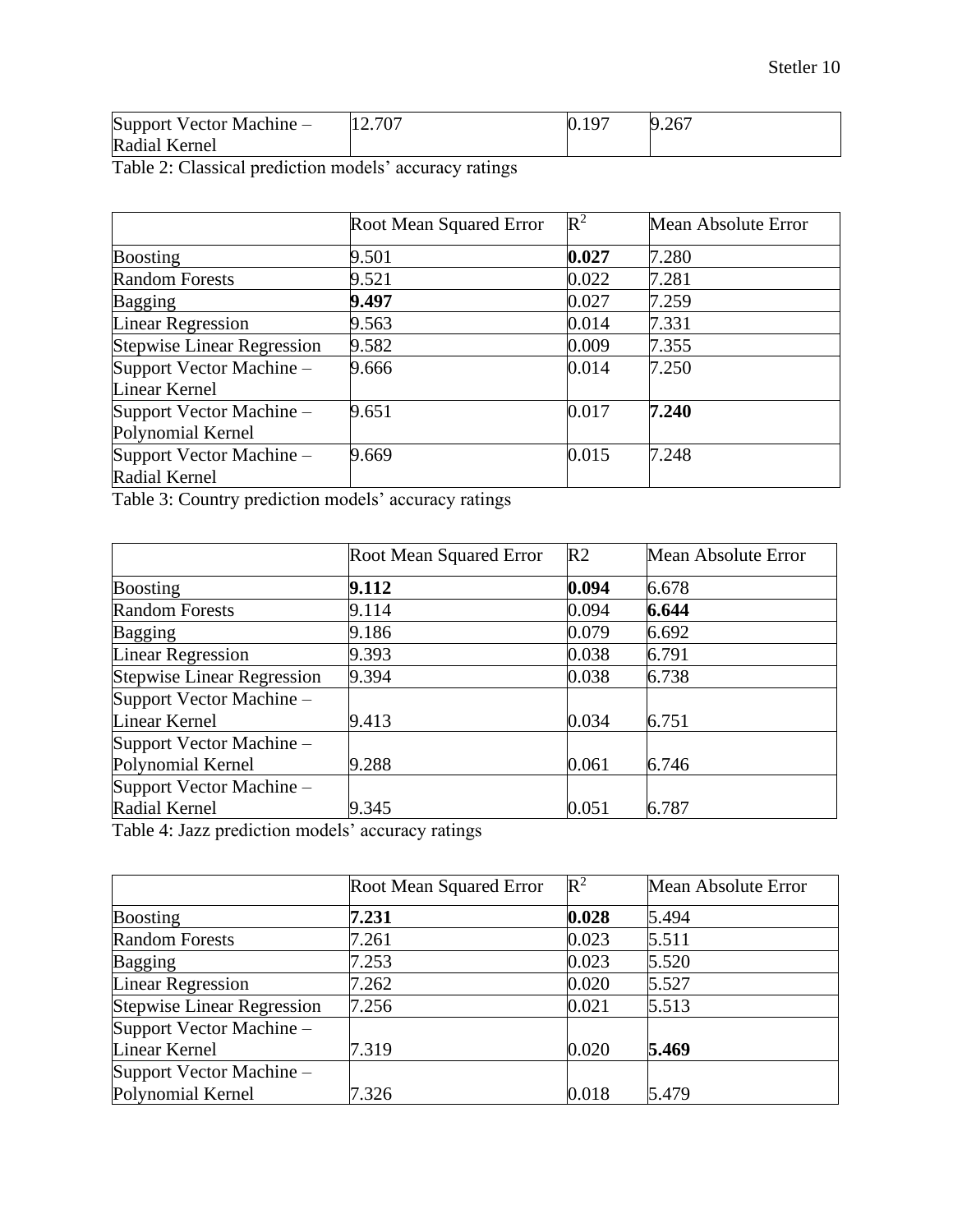| Support Vector Machine – Radial Kernel | 12.707 | 0.197 | 9.267 |
|---|---|---|---|

Table 2: Classical prediction models' accuracy ratings

| | Root Mean Squared Error | $R^2$ | Mean Absolute Error |
|---|---|---|---|
| Boosting | 9.501 | **0.027** | 7.280 |
| Random Forests | 9.521 | 0.022 | 7.281 |
| Bagging | **9.497** | 0.027 | 7.259 |
| Linear Regression | 9.563 | 0.014 | 7.331 |
| Stepwise Linear Regression | 9.582 | 0.009 | 7.355 |
| Support Vector Machine – Linear Kernel | 9.666 | 0.014 | 7.250 |
| Support Vector Machine – Polynomial Kernel | 9.651 | 0.017 | **7.240** |
| Support Vector Machine – Radial Kernel | 9.669 | 0.015 | 7.248 |

Table 3: Country prediction models' accuracy ratings

| | Root Mean Squared Error | R2 | Mean Absolute Error |
|---|---|---|---|
| Boosting | **9.112** | **0.094** | 6.678 |
| Random Forests | 9.114 | 0.094 | **6.644** |
| Bagging | 9.186 | 0.079 | 6.692 |
| Linear Regression | 9.393 | 0.038 | 6.791 |
| Stepwise Linear Regression | 9.394 | 0.038 | 6.738 |
| Support Vector Machine – Linear Kernel | 9.413 | 0.034 | 6.751 |
| Support Vector Machine – Polynomial Kernel | 9.288 | 0.061 | 6.746 |
| Support Vector Machine – Radial Kernel | 9.345 | 0.051 | 6.787 |

Table 4: Jazz prediction models' accuracy ratings

| | Root Mean Squared Error | $R^2$ | Mean Absolute Error |
|---|---|---|---|
| Boosting | **7.231** | **0.028** | 5.494 |
| Random Forests | 7.261 | 0.023 | 5.511 |
| Bagging | 7.253 | 0.023 | 5.520 |
| Linear Regression | 7.262 | 0.020 | 5.527 |
| Stepwise Linear Regression | 7.256 | 0.021 | 5.513 |
| Support Vector Machine – Linear Kernel | 7.319 | 0.020 | **5.469** |
| Support Vector Machine – Polynomial Kernel | 7.326 | 0.018 | 5.479 |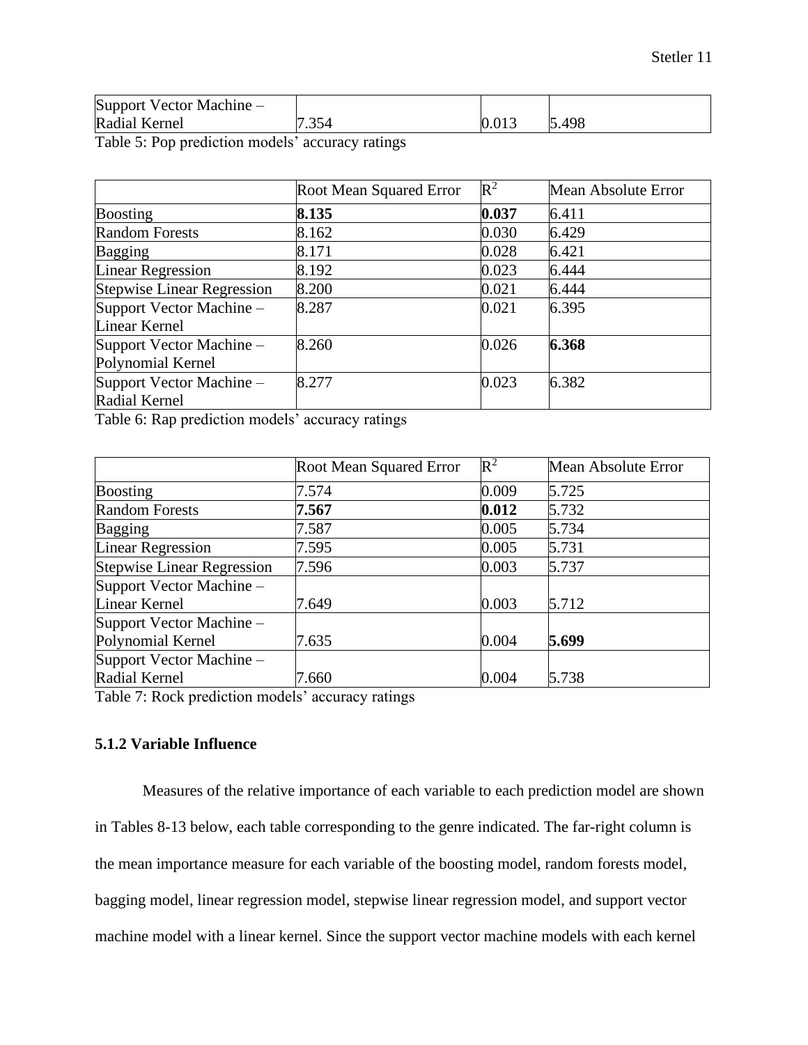| | | | |
|---|---|---|---|
| Support Vector Machine – Radial Kernel | 7.354 | 0.013 | 5.498 |

Table 5: Pop prediction models' accuracy ratings

| | Root Mean Squared Error | $R^2$ | Mean Absolute Error |
|---|---|---|---|
| Boosting | **8.135** | **0.037** | 6.411 |
| Random Forests | 8.162 | 0.030 | 6.429 |
| Bagging | 8.171 | 0.028 | 6.421 |
| Linear Regression | 8.192 | 0.023 | 6.444 |
| Stepwise Linear Regression | 8.200 | 0.021 | 6.444 |
| Support Vector Machine – Linear Kernel | 8.287 | 0.021 | 6.395 |
| Support Vector Machine – Polynomial Kernel | 8.260 | 0.026 | **6.368** |
| Support Vector Machine – Radial Kernel | 8.277 | 0.023 | 6.382 |

Table 6: Rap prediction models' accuracy ratings

| | Root Mean Squared Error | $R^2$ | Mean Absolute Error |
|---|---|---|---|
| Boosting | 7.574 | 0.009 | 5.725 |
| Random Forests | **7.567** | **0.012** | 5.732 |
| Bagging | 7.587 | 0.005 | 5.734 |
| Linear Regression | 7.595 | 0.005 | 5.731 |
| Stepwise Linear Regression | 7.596 | 0.003 | 5.737 |
| Support Vector Machine – Linear Kernel | 7.649 | 0.003 | 5.712 |
| Support Vector Machine – Polynomial Kernel | 7.635 | 0.004 | **5.699** |
| Support Vector Machine – Radial Kernel | 7.660 | 0.004 | 5.738 |

Table 7: Rock prediction models' accuracy ratings

### 5.1.2 Variable Influence

Measures of the relative importance of each variable to each prediction model are shown in Tables 8-13 below, each table corresponding to the genre indicated. The far-right column is the mean importance measure for each variable of the boosting model, random forests model, bagging model, linear regression model, stepwise linear regression model, and support vector machine model with a linear kernel. Since the support vector machine models with each kernel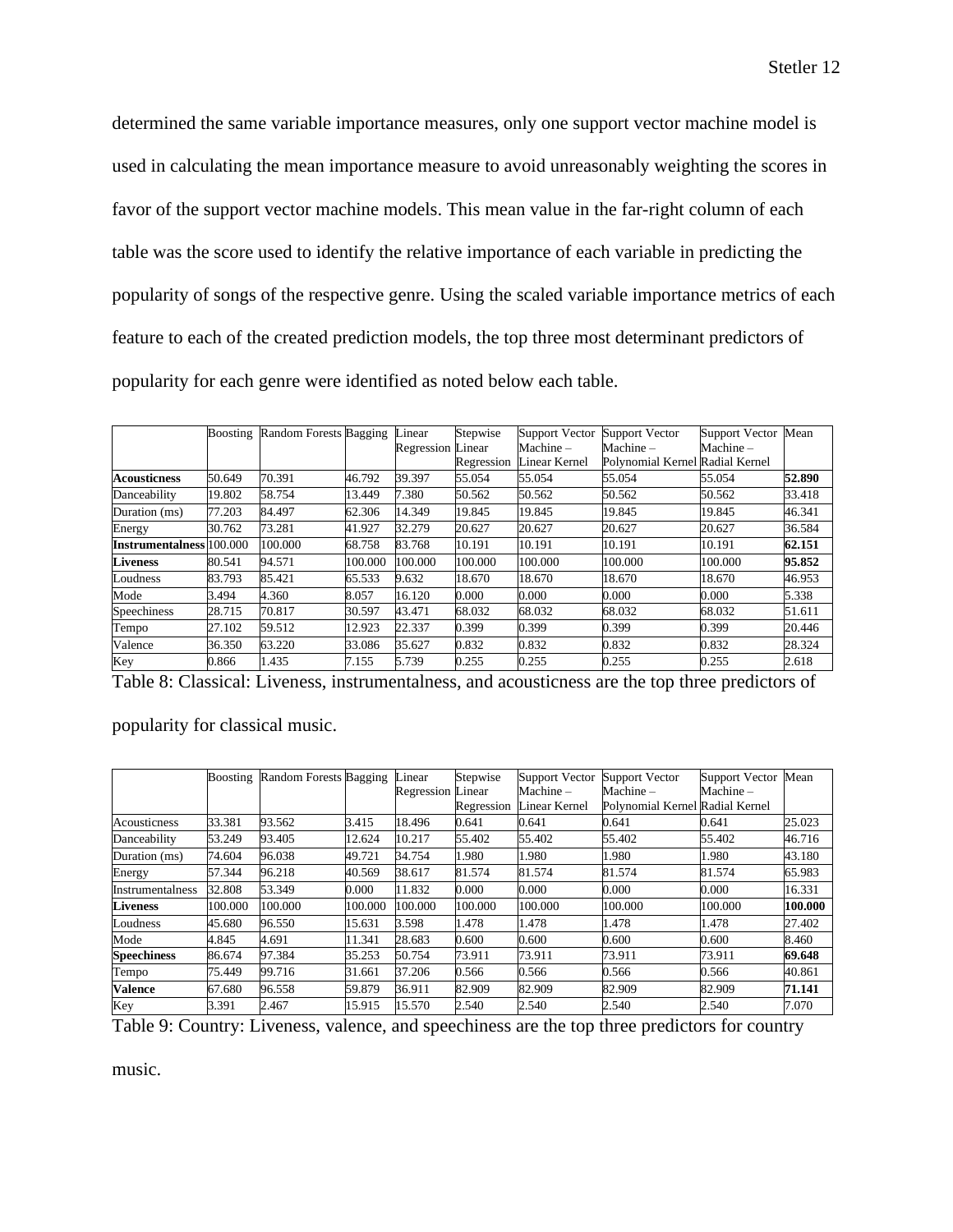determined the same variable importance measures, only one support vector machine model is used in calculating the mean importance measure to avoid unreasonably weighting the scores in favor of the support vector machine models. This mean value in the far-right column of each table was the score used to identify the relative importance of each variable in predicting the popularity of songs of the respective genre. Using the scaled variable importance metrics of each feature to each of the created prediction models, the top three most determinant predictors of popularity for each genre were identified as noted below each table.

| | Boosting | Random Forests | Bagging | Linear Regression | Stepwise Linear Regression | Support Vector Machine – Linear Kernel | Support Vector Machine – Polynomial Kernel | Support Vector Machine – Radial Kernel | Mean |
|---|---|---|---|---|---|---|---|---|---|
| **Acousticness** | 50.649 | 70.391 | 46.792 | 39.397 | 55.054 | 55.054 | 55.054 | 55.054 | **52.890** |
| Danceability | 19.802 | 58.754 | 13.449 | 7.380 | 50.562 | 50.562 | 50.562 | 50.562 | 33.418 |
| Duration (ms) | 77.203 | 84.497 | 62.306 | 14.349 | 19.845 | 19.845 | 19.845 | 19.845 | 46.341 |
| Energy | 30.762 | 73.281 | 41.927 | 32.279 | 20.627 | 20.627 | 20.627 | 20.627 | 36.584 |
| **Instrumentalness** | 100.000 | 100.000 | 68.758 | 83.768 | 10.191 | 10.191 | 10.191 | 10.191 | **62.151** |
| **Liveness** | 80.541 | 94.571 | 100.000 | 100.000 | 100.000 | 100.000 | 100.000 | 100.000 | **95.852** |
| Loudness | 83.793 | 85.421 | 65.533 | 9.632 | 18.670 | 18.670 | 18.670 | 18.670 | 46.953 |
| Mode | 3.494 | 4.360 | 8.057 | 16.120 | 0.000 | 0.000 | 0.000 | 0.000 | 5.338 |
| Speechiness | 28.715 | 70.817 | 30.597 | 43.471 | 68.032 | 68.032 | 68.032 | 68.032 | 51.611 |
| Tempo | 27.102 | 59.512 | 12.923 | 22.337 | 0.399 | 0.399 | 0.399 | 0.399 | 20.446 |
| Valence | 36.350 | 63.220 | 33.086 | 35.627 | 0.832 | 0.832 | 0.832 | 0.832 | 28.324 |
| Key | 0.866 | 1.435 | 7.155 | 5.739 | 0.255 | 0.255 | 0.255 | 0.255 | 2.618 |

Table 8: Classical: Liveness, instrumentalness, and acousticness are the top three predictors of popularity for classical music.

| | Boosting | Random Forests | Bagging | Linear Regression | Stepwise Linear Regression | Support Vector Machine – Linear Kernel | Support Vector Machine – Polynomial Kernel | Support Vector Machine – Radial Kernel | Mean |
|---|---|---|---|---|---|---|---|---|---|
| Acousticness | 33.381 | 93.562 | 3.415 | 18.496 | 0.641 | 0.641 | 0.641 | 0.641 | 25.023 |
| Danceability | 53.249 | 93.405 | 12.624 | 10.217 | 55.402 | 55.402 | 55.402 | 55.402 | 46.716 |
| Duration (ms) | 74.604 | 96.038 | 49.721 | 34.754 | 1.980 | 1.980 | 1.980 | 1.980 | 43.180 |
| Energy | 57.344 | 96.218 | 40.569 | 38.617 | 81.574 | 81.574 | 81.574 | 81.574 | 65.983 |
| Instrumentalness | 32.808 | 53.349 | 0.000 | 11.832 | 0.000 | 0.000 | 0.000 | 0.000 | 16.331 |
| **Liveness** | 100.000 | 100.000 | 100.000 | 100.000 | 100.000 | 100.000 | 100.000 | 100.000 | **100.000** |
| Loudness | 45.680 | 96.550 | 15.631 | 3.598 | 1.478 | 1.478 | 1.478 | 1.478 | 27.402 |
| Mode | 4.845 | 4.691 | 11.341 | 28.683 | 0.600 | 0.600 | 0.600 | 0.600 | 8.460 |
| **Speechiness** | 86.674 | 97.384 | 35.253 | 50.754 | 73.911 | 73.911 | 73.911 | 73.911 | **69.648** |
| Tempo | 75.449 | 99.716 | 31.661 | 37.206 | 0.566 | 0.566 | 0.566 | 0.566 | 40.861 |
| **Valence** | 67.680 | 96.558 | 59.879 | 36.911 | 82.909 | 82.909 | 82.909 | 82.909 | **71.141** |
| Key | 3.391 | 2.467 | 15.915 | 15.570 | 2.540 | 2.540 | 2.540 | 2.540 | 7.070 |

Table 9: Country: Liveness, valence, and speechiness are the top three predictors for country music.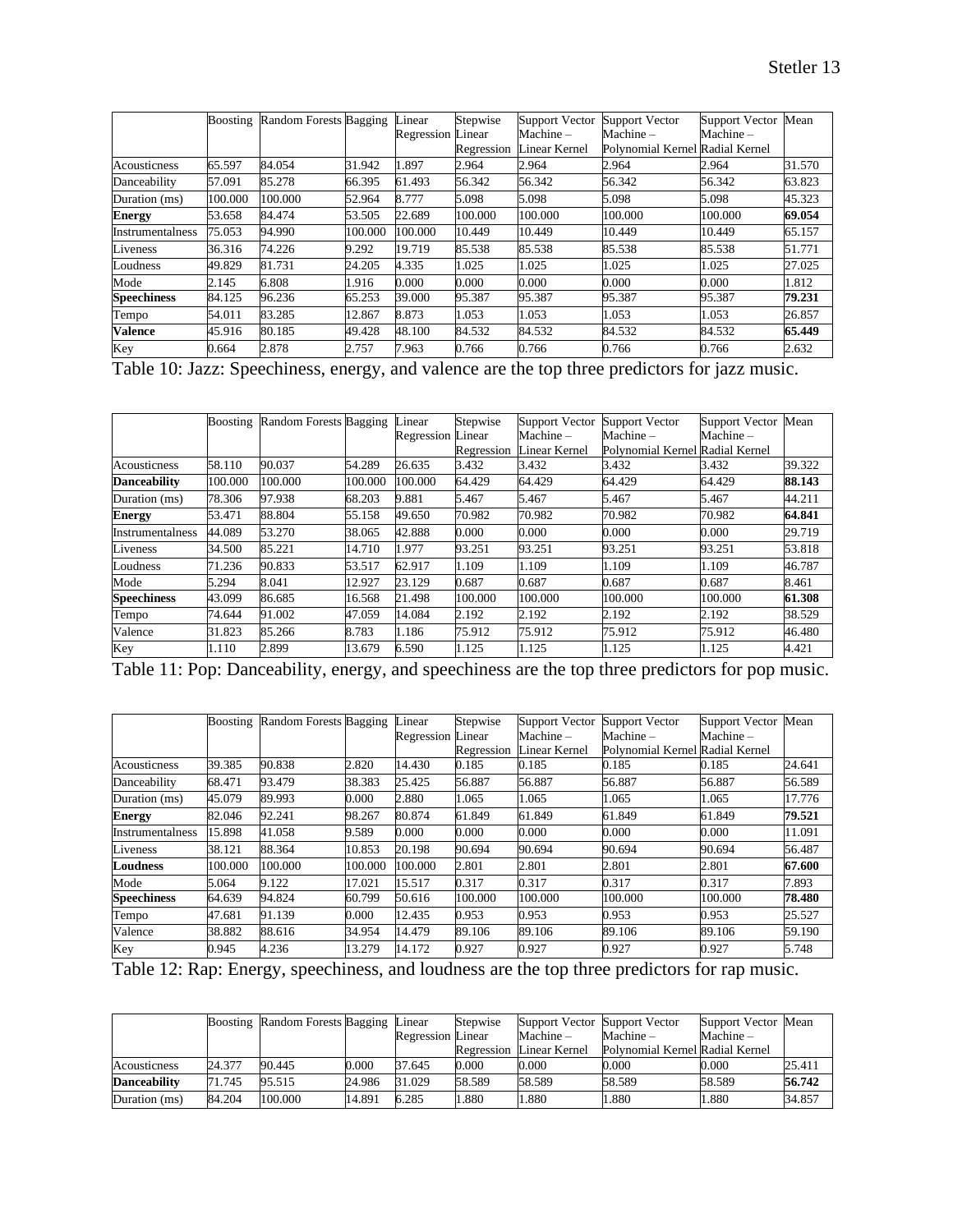| | Boosting | Random Forests | Bagging | Linear Regression | Stepwise Linear Regression | Support Vector Machine – Linear Kernel | Support Vector Machine – Polynomial Kernel | Support Vector Machine – Radial Kernel | Mean |
|---|---|---|---|---|---|---|---|---|---|
| Acousticness | 65.597 | 84.054 | 31.942 | 1.897 | 2.964 | 2.964 | 2.964 | 2.964 | 31.570 |
| Danceability | 57.091 | 85.278 | 66.395 | 61.493 | 56.342 | 56.342 | 56.342 | 56.342 | 63.823 |
| Duration (ms) | 100.000 | 100.000 | 52.964 | 8.777 | 5.098 | 5.098 | 5.098 | 5.098 | 45.323 |
| **Energy** | 53.658 | 84.474 | 53.505 | 22.689 | 100.000 | 100.000 | 100.000 | 100.000 | **69.054** |
| Instrumentalness | 75.053 | 94.990 | 100.000 | 100.000 | 10.449 | 10.449 | 10.449 | 10.449 | 65.157 |
| Liveness | 36.316 | 74.226 | 9.292 | 19.719 | 85.538 | 85.538 | 85.538 | 85.538 | 51.771 |
| Loudness | 49.829 | 81.731 | 24.205 | 4.335 | 1.025 | 1.025 | 1.025 | 1.025 | 27.025 |
| Mode | 2.145 | 6.808 | 1.916 | 0.000 | 0.000 | 0.000 | 0.000 | 0.000 | 1.812 |
| **Speechiness** | 84.125 | 96.236 | 65.253 | 39.000 | 95.387 | 95.387 | 95.387 | 95.387 | **79.231** |
| Tempo | 54.011 | 83.285 | 12.867 | 8.873 | 1.053 | 1.053 | 1.053 | 1.053 | 26.857 |
| **Valence** | 45.916 | 80.185 | 49.428 | 48.100 | 84.532 | 84.532 | 84.532 | 84.532 | **65.449** |
| Key | 0.664 | 2.878 | 2.757 | 7.963 | 0.766 | 0.766 | 0.766 | 0.766 | 2.632 |

Table 10: Jazz: Speechiness, energy, and valence are the top three predictors for jazz music.

| | Boosting | Random Forests | Bagging | Linear Regression | Stepwise Linear Regression | Support Vector Machine – Linear Kernel | Support Vector Machine – Polynomial Kernel | Support Vector Machine – Radial Kernel | Mean |
|---|---|---|---|---|---|---|---|---|---|
| Acousticness | 58.110 | 90.037 | 54.289 | 26.635 | 3.432 | 3.432 | 3.432 | 3.432 | 39.322 |
| **Danceability** | 100.000 | 100.000 | 100.000 | 100.000 | 64.429 | 64.429 | 64.429 | 64.429 | **88.143** |
| Duration (ms) | 78.306 | 97.938 | 68.203 | 9.881 | 5.467 | 5.467 | 5.467 | 5.467 | 44.211 |
| **Energy** | 53.471 | 88.804 | 55.158 | 49.650 | 70.982 | 70.982 | 70.982 | 70.982 | **64.841** |
| Instrumentalness | 44.089 | 53.270 | 38.065 | 42.888 | 0.000 | 0.000 | 0.000 | 0.000 | 29.719 |
| Liveness | 34.500 | 85.221 | 14.710 | 1.977 | 93.251 | 93.251 | 93.251 | 93.251 | 53.818 |
| Loudness | 71.236 | 90.833 | 53.517 | 62.917 | 1.109 | 1.109 | 1.109 | 1.109 | 46.787 |
| Mode | 5.294 | 8.041 | 12.927 | 23.129 | 0.687 | 0.687 | 0.687 | 0.687 | 8.461 |
| **Speechiness** | 43.099 | 86.685 | 16.568 | 21.498 | 100.000 | 100.000 | 100.000 | 100.000 | **61.308** |
| Tempo | 74.644 | 91.002 | 47.059 | 14.084 | 2.192 | 2.192 | 2.192 | 2.192 | 38.529 |
| Valence | 31.823 | 85.266 | 8.783 | 1.186 | 75.912 | 75.912 | 75.912 | 75.912 | 46.480 |
| Key | 1.110 | 2.899 | 13.679 | 6.590 | 1.125 | 1.125 | 1.125 | 1.125 | 4.421 |

Table 11: Pop: Danceability, energy, and speechiness are the top three predictors for pop music.

| | Boosting | Random Forests | Bagging | Linear Regression | Stepwise Linear Regression | Support Vector Machine – Linear Kernel | Support Vector Machine – Polynomial Kernel | Support Vector Machine – Radial Kernel | Mean |
|---|---|---|---|---|---|---|---|---|---|
| Acousticness | 39.385 | 90.838 | 2.820 | 14.430 | 0.185 | 0.185 | 0.185 | 0.185 | 24.641 |
| Danceability | 68.471 | 93.479 | 38.383 | 25.425 | 56.887 | 56.887 | 56.887 | 56.887 | 56.589 |
| Duration (ms) | 45.079 | 89.993 | 0.000 | 2.880 | 1.065 | 1.065 | 1.065 | 1.065 | 17.776 |
| **Energy** | 82.046 | 92.241 | 98.267 | 80.874 | 61.849 | 61.849 | 61.849 | 61.849 | **79.521** |
| Instrumentalness | 15.898 | 41.058 | 9.589 | 0.000 | 0.000 | 0.000 | 0.000 | 0.000 | 11.091 |
| Liveness | 38.121 | 88.364 | 10.853 | 20.198 | 90.694 | 90.694 | 90.694 | 90.694 | 56.487 |
| **Loudness** | 100.000 | 100.000 | 100.000 | 100.000 | 2.801 | 2.801 | 2.801 | 2.801 | **67.600** |
| Mode | 5.064 | 9.122 | 17.021 | 15.517 | 0.317 | 0.317 | 0.317 | 0.317 | 7.893 |
| **Speechiness** | 64.639 | 94.824 | 60.799 | 50.616 | 100.000 | 100.000 | 100.000 | 100.000 | **78.480** |
| Tempo | 47.681 | 91.139 | 0.000 | 12.435 | 0.953 | 0.953 | 0.953 | 0.953 | 25.527 |
| Valence | 38.882 | 88.616 | 34.954 | 14.479 | 89.106 | 89.106 | 89.106 | 89.106 | 59.190 |
| Key | 0.945 | 4.236 | 13.279 | 14.172 | 0.927 | 0.927 | 0.927 | 0.927 | 5.748 |

Table 12: Rap: Energy, speechiness, and loudness are the top three predictors for rap music.

| | Boosting | Random Forests | Bagging | Linear Regression | Stepwise Linear Regression | Support Vector Machine – Linear Kernel | Support Vector Machine – Polynomial Kernel | Support Vector Machine – Radial Kernel | Mean |
|---|---|---|---|---|---|---|---|---|---|
| Acousticness | 24.377 | 90.445 | 0.000 | 37.645 | 0.000 | 0.000 | 0.000 | 0.000 | 25.411 |
| **Danceability** | 71.745 | 95.515 | 24.986 | 31.029 | 58.589 | 58.589 | 58.589 | 58.589 | **56.742** |
| Duration (ms) | 84.204 | 100.000 | 14.891 | 6.285 | 1.880 | 1.880 | 1.880 | 1.880 | 34.857 |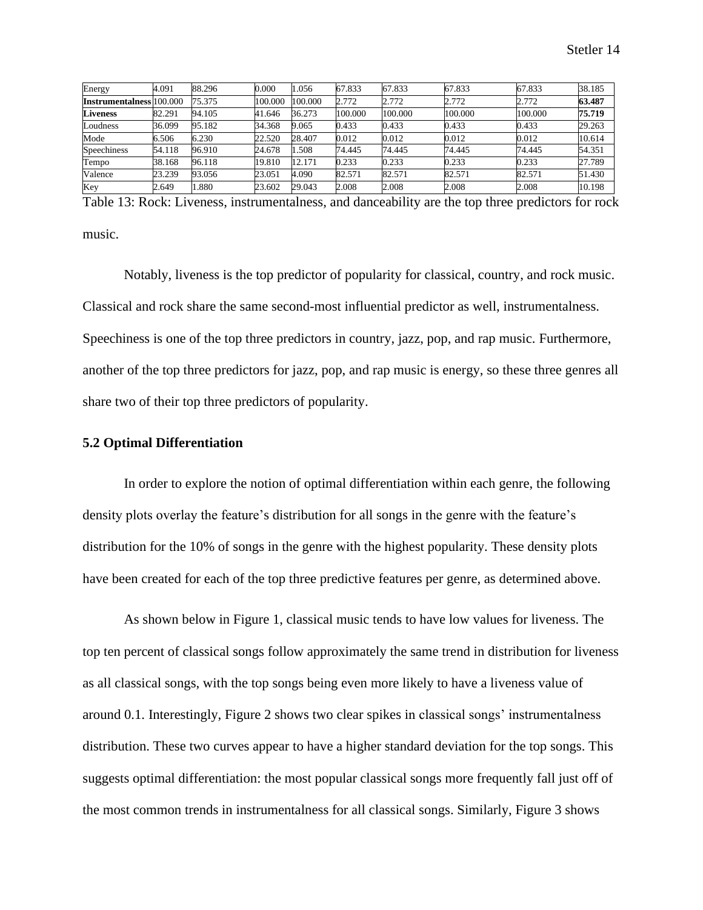| | | | | | | | | | |
|---|---|---|---|---|---|---|---|---|---|
| Energy | 4.091 | 88.296 | 0.000 | 1.056 | 67.833 | 67.833 | 67.833 | 67.833 | 38.185 |
| **Instrumentalness** | 100.000 | 75.375 | 100.000 | 100.000 | 2.772 | 2.772 | 2.772 | 2.772 | **63.487** |
| **Liveness** | 82.291 | 94.105 | 41.646 | 36.273 | 100.000 | 100.000 | 100.000 | 100.000 | **75.719** |
| Loudness | 36.099 | 95.182 | 34.368 | 9.065 | 0.433 | 0.433 | 0.433 | 0.433 | 29.263 |
| Mode | 6.506 | 6.230 | 22.520 | 28.407 | 0.012 | 0.012 | 0.012 | 0.012 | 10.614 |
| Speechiness | 54.118 | 96.910 | 24.678 | 1.508 | 74.445 | 74.445 | 74.445 | 74.445 | 54.351 |
| Tempo | 38.168 | 96.118 | 19.810 | 12.171 | 0.233 | 0.233 | 0.233 | 0.233 | 27.789 |
| Valence | 23.239 | 93.056 | 23.051 | 4.090 | 82.571 | 82.571 | 82.571 | 82.571 | 51.430 |
| Key | 2.649 | 1.880 | 23.602 | 29.043 | 2.008 | 2.008 | 2.008 | 2.008 | 10.198 |

Table 13: Rock: Liveness, instrumentalness, and danceability are the top three predictors for rock music.

Notably, liveness is the top predictor of popularity for classical, country, and rock music. Classical and rock share the same second-most influential predictor as well, instrumentalness. Speechiness is one of the top three predictors in country, jazz, pop, and rap music. Furthermore, another of the top three predictors for jazz, pop, and rap music is energy, so these three genres all share two of their top three predictors of popularity.

### 5.2 Optimal Differentiation

In order to explore the notion of optimal differentiation within each genre, the following density plots overlay the feature's distribution for all songs in the genre with the feature's distribution for the 10% of songs in the genre with the highest popularity. These density plots have been created for each of the top three predictive features per genre, as determined above.

As shown below in Figure 1, classical music tends to have low values for liveness. The top ten percent of classical songs follow approximately the same trend in distribution for liveness as all classical songs, with the top songs being even more likely to have a liveness value of around 0.1. Interestingly, Figure 2 shows two clear spikes in classical songs' instrumentalness distribution. These two curves appear to have a higher standard deviation for the top songs. This suggests optimal differentiation: the most popular classical songs more frequently fall just off of the most common trends in instrumentalness for all classical songs. Similarly, Figure 3 shows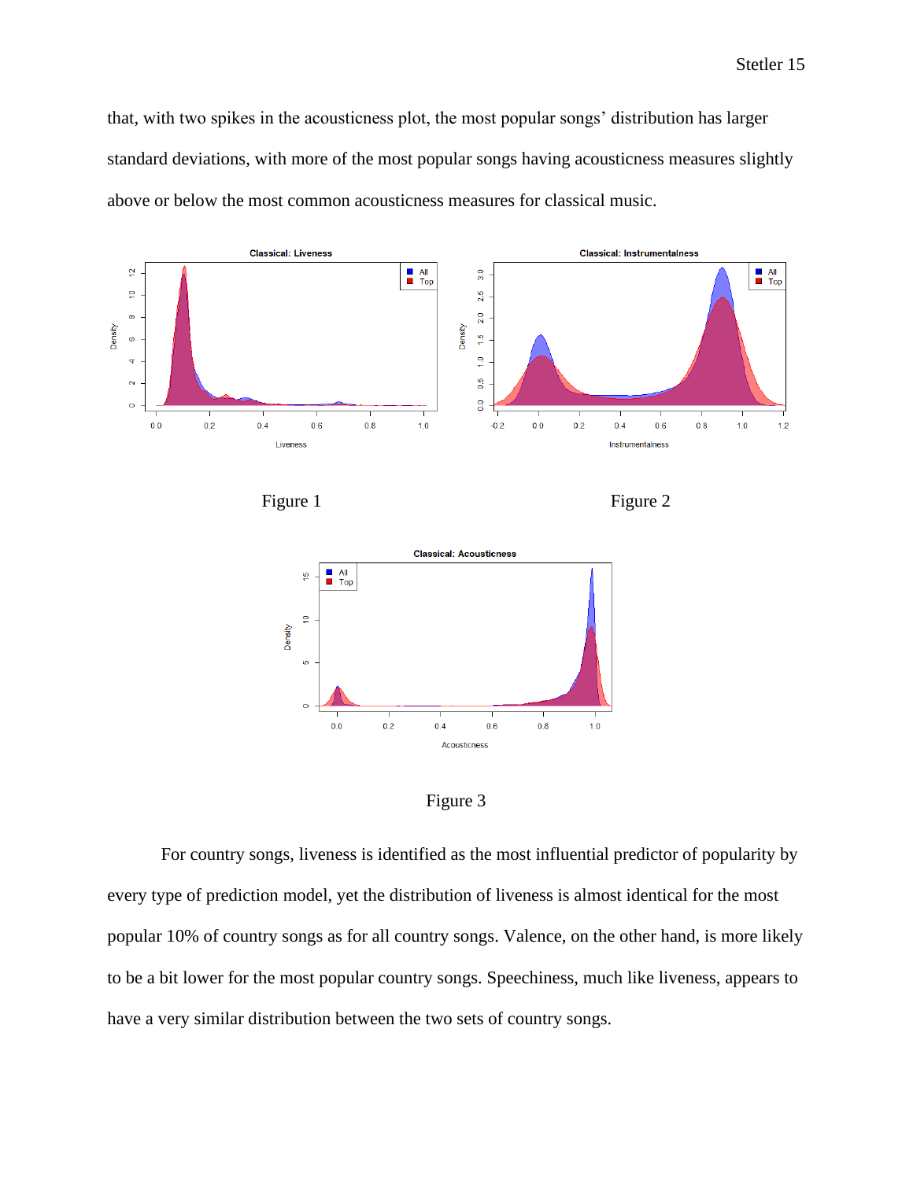that, with two spikes in the acousticness plot, the most popular songs' distribution has larger standard deviations, with more of the most popular songs having acousticness measures slightly above or below the most common acousticness measures for classical music.

Figure 1

Figure 2

Figure 3

For country songs, liveness is identified as the most influential predictor of popularity by every type of prediction model, yet the distribution of liveness is almost identical for the most popular 10% of country songs as for all country songs. Valence, on the other hand, is more likely to be a bit lower for the most popular country songs. Speechiness, much like liveness, appears to have a very similar distribution between the two sets of country songs.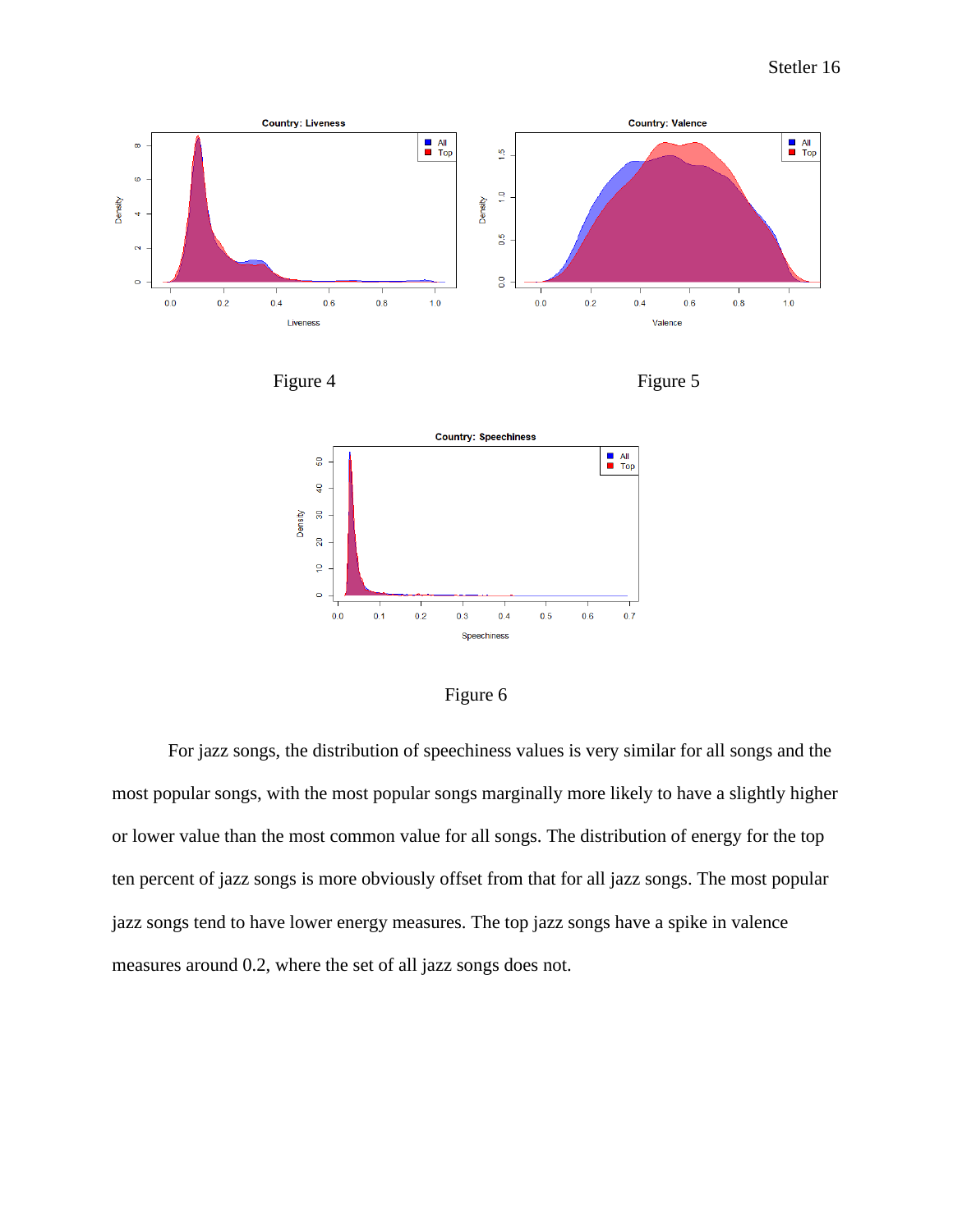Figure 4

Figure 5

Figure 6

For jazz songs, the distribution of speechiness values is very similar for all songs and the most popular songs, with the most popular songs marginally more likely to have a slightly higher or lower value than the most common value for all songs. The distribution of energy for the top ten percent of jazz songs is more obviously offset from that for all jazz songs. The most popular jazz songs tend to have lower energy measures. The top jazz songs have a spike in valence measures around 0.2, where the set of all jazz songs does not.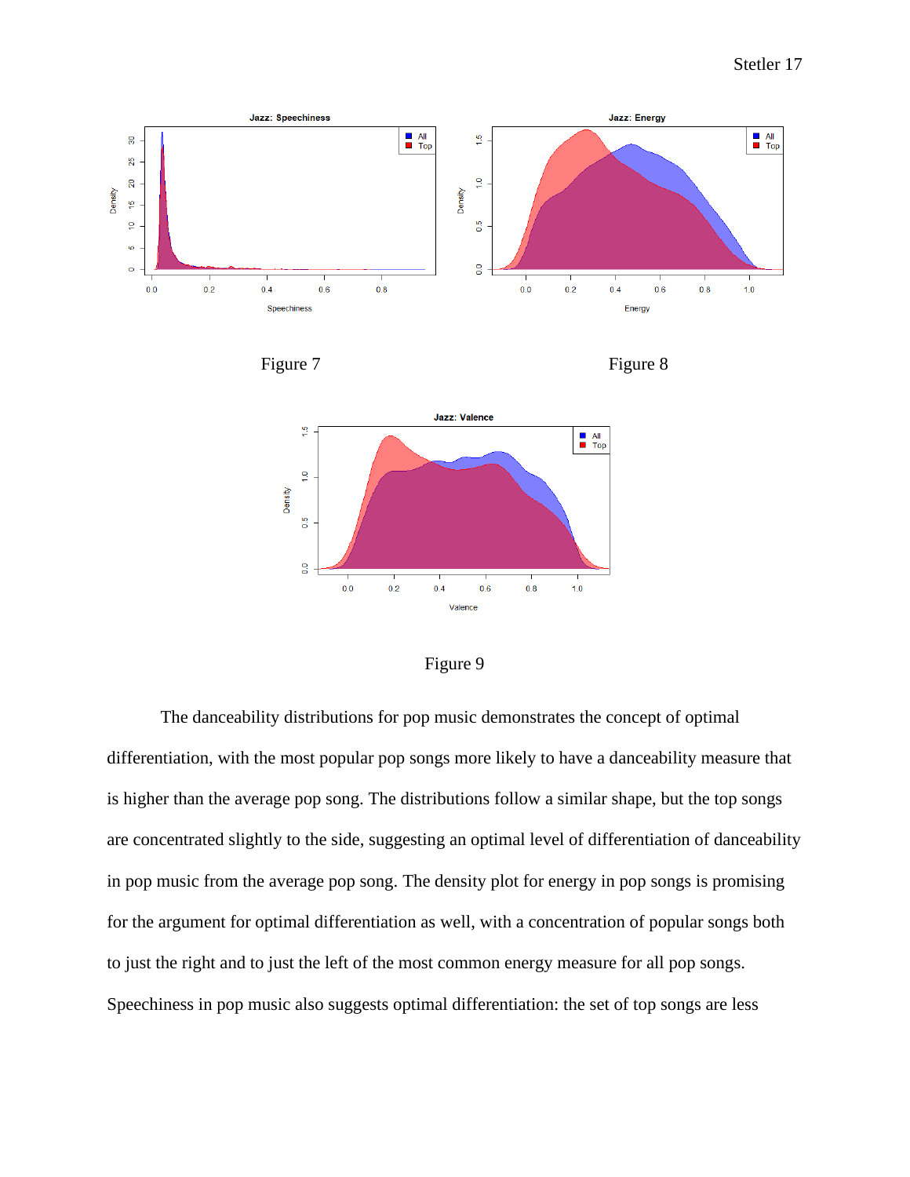Figure 7

Figure 8

Figure 9

The danceability distributions for pop music demonstrates the concept of optimal differentiation, with the most popular pop songs more likely to have a danceability measure that is higher than the average pop song. The distributions follow a similar shape, but the top songs are concentrated slightly to the side, suggesting an optimal level of differentiation of danceability in pop music from the average pop song. The density plot for energy in pop songs is promising for the argument for optimal differentiation as well, with a concentration of popular songs both to just the right and to just the left of the most common energy measure for all pop songs. Speechiness in pop music also suggests optimal differentiation: the set of top songs are less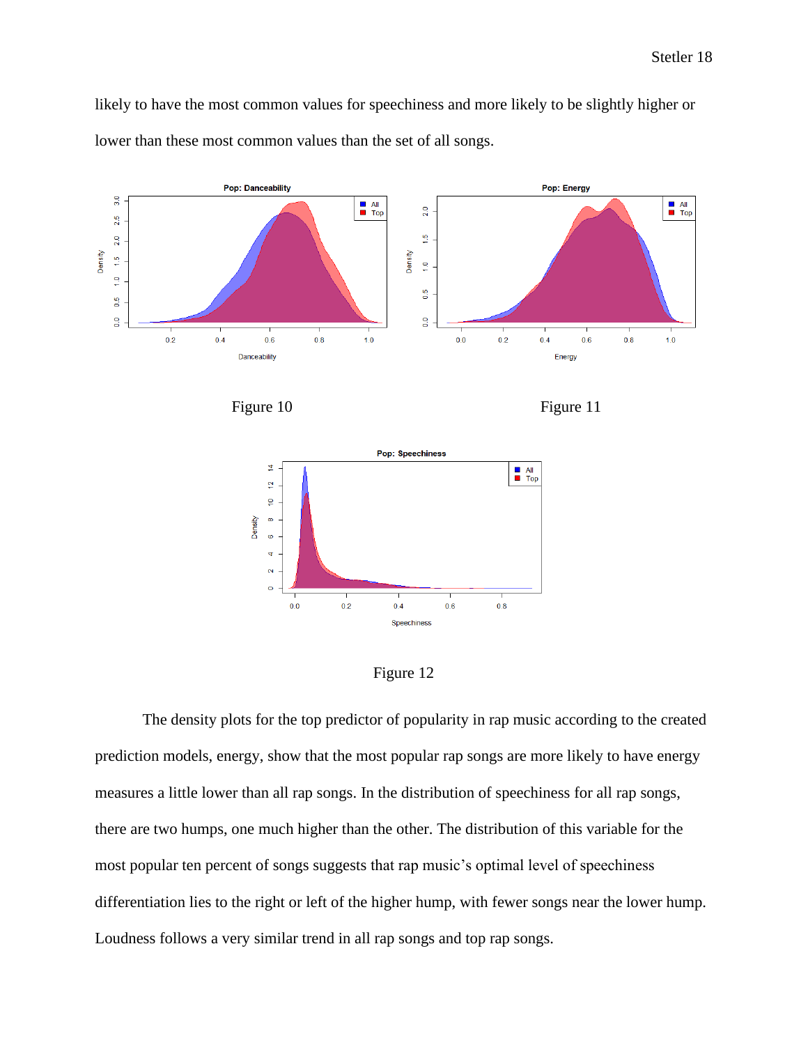likely to have the most common values for speechiness and more likely to be slightly higher or lower than these most common values than the set of all songs.

Figure 10

Figure 11

Figure 12

The density plots for the top predictor of popularity in rap music according to the created prediction models, energy, show that the most popular rap songs are more likely to have energy measures a little lower than all rap songs. In the distribution of speechiness for all rap songs, there are two humps, one much higher than the other. The distribution of this variable for the most popular ten percent of songs suggests that rap music's optimal level of speechiness differentiation lies to the right or left of the higher hump, with fewer songs near the lower hump. Loudness follows a very similar trend in all rap songs and top rap songs.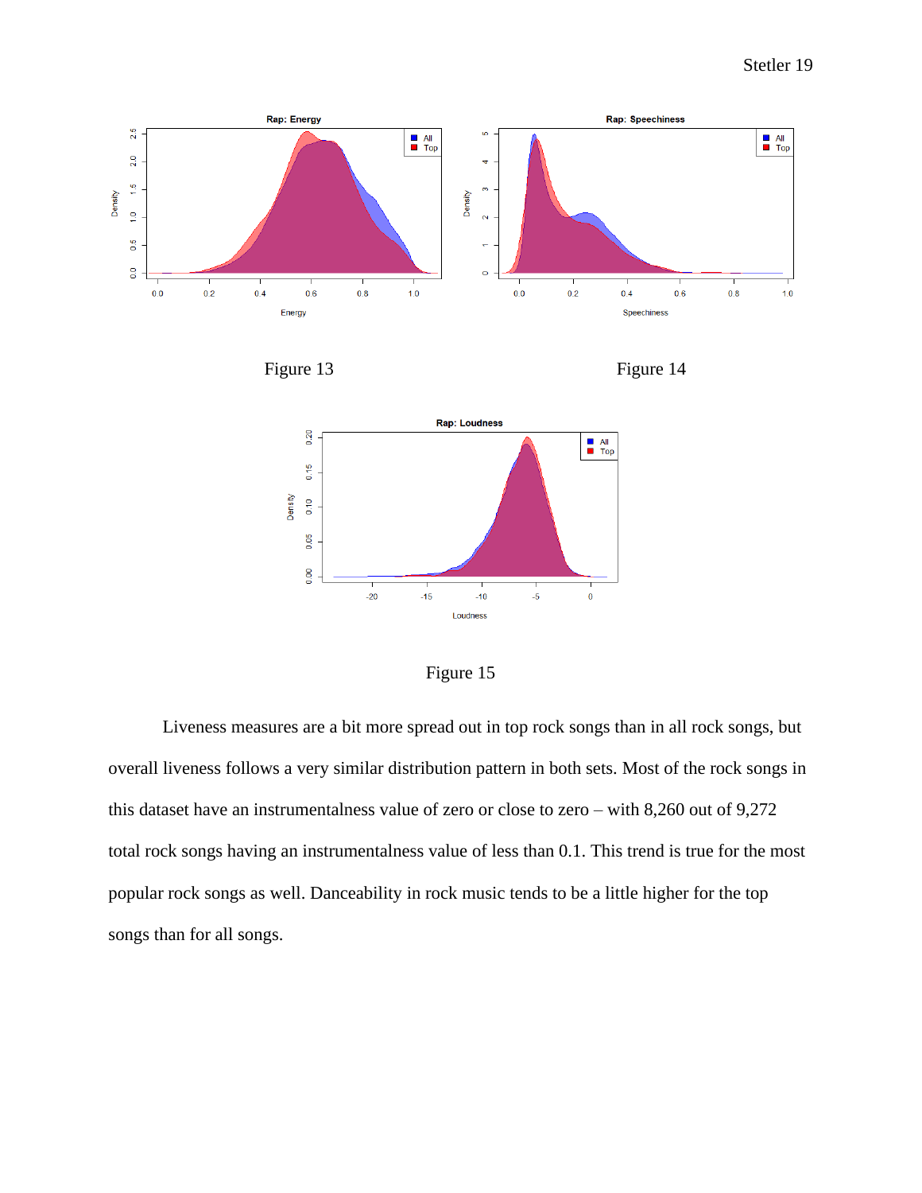Figure 13

Figure 14

Figure 15

Liveness measures are a bit more spread out in top rock songs than in all rock songs, but overall liveness follows a very similar distribution pattern in both sets. Most of the rock songs in this dataset have an instrumentalness value of zero or close to zero – with 8,260 out of 9,272 total rock songs having an instrumentalness value of less than 0.1. This trend is true for the most popular rock songs as well. Danceability in rock music tends to be a little higher for the top songs than for all songs.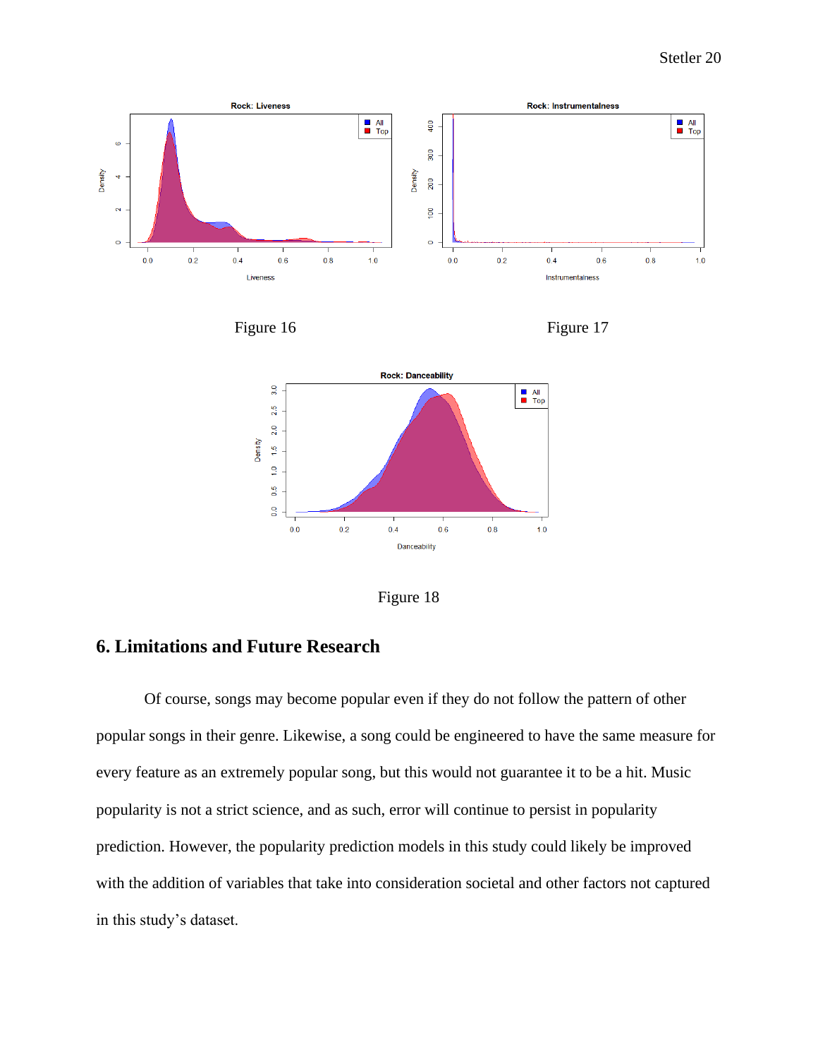Figure 16

Figure 17

Figure 18

## 6. Limitations and Future Research

Of course, songs may become popular even if they do not follow the pattern of other popular songs in their genre. Likewise, a song could be engineered to have the same measure for every feature as an extremely popular song, but this would not guarantee it to be a hit. Music popularity is not a strict science, and as such, error will continue to persist in popularity prediction. However, the popularity prediction models in this study could likely be improved with the addition of variables that take into consideration societal and other factors not captured in this study's dataset.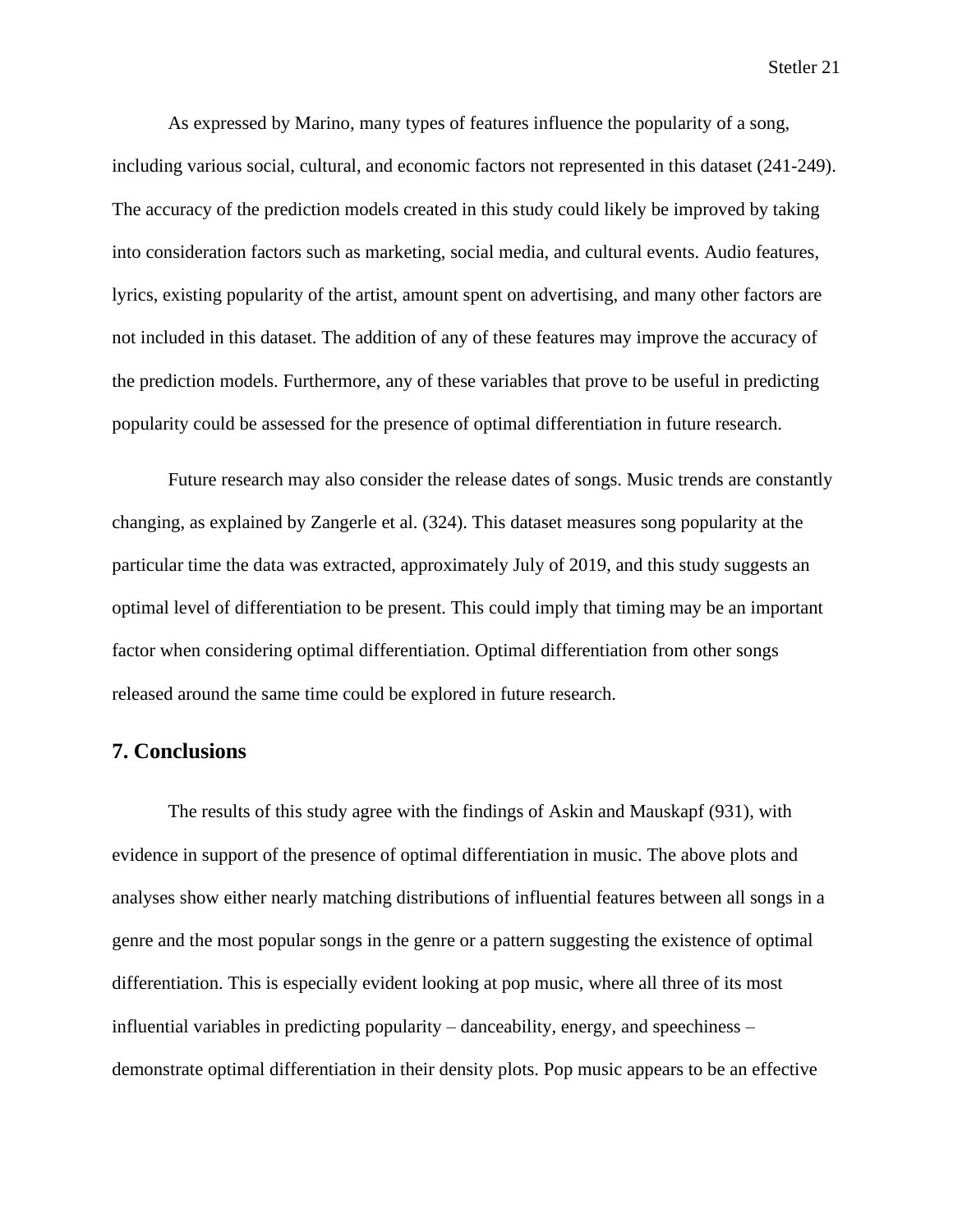As expressed by Marino, many types of features influence the popularity of a song, including various social, cultural, and economic factors not represented in this dataset (241-249). The accuracy of the prediction models created in this study could likely be improved by taking into consideration factors such as marketing, social media, and cultural events. Audio features, lyrics, existing popularity of the artist, amount spent on advertising, and many other factors are not included in this dataset. The addition of any of these features may improve the accuracy of the prediction models. Furthermore, any of these variables that prove to be useful in predicting popularity could be assessed for the presence of optimal differentiation in future research.

Future research may also consider the release dates of songs. Music trends are constantly changing, as explained by Zangerle et al. (324). This dataset measures song popularity at the particular time the data was extracted, approximately July of 2019, and this study suggests an optimal level of differentiation to be present. This could imply that timing may be an important factor when considering optimal differentiation. Optimal differentiation from other songs released around the same time could be explored in future research.

## 7. Conclusions

The results of this study agree with the findings of Askin and Mauskapf (931), with evidence in support of the presence of optimal differentiation in music. The above plots and analyses show either nearly matching distributions of influential features between all songs in a genre and the most popular songs in the genre or a pattern suggesting the existence of optimal differentiation. This is especially evident looking at pop music, where all three of its most influential variables in predicting popularity – danceability, energy, and speechiness – demonstrate optimal differentiation in their density plots. Pop music appears to be an effective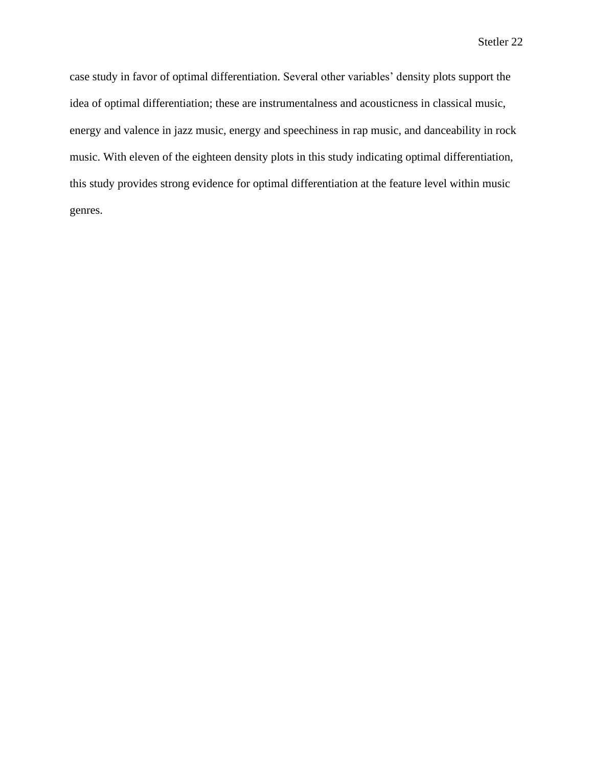case study in favor of optimal differentiation. Several other variables' density plots support the idea of optimal differentiation; these are instrumentalness and acousticness in classical music, energy and valence in jazz music, energy and speechiness in rap music, and danceability in rock music. With eleven of the eighteen density plots in this study indicating optimal differentiation, this study provides strong evidence for optimal differentiation at the feature level within music genres.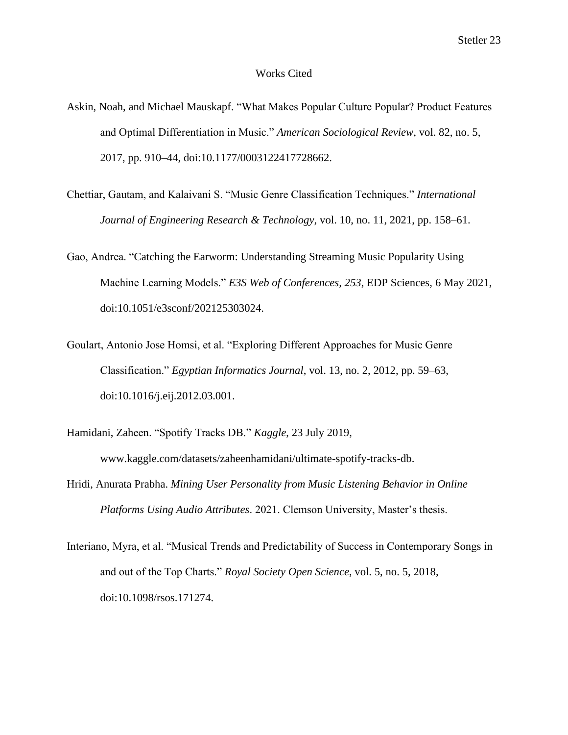# Works Cited

Askin, Noah, and Michael Mauskapf. "What Makes Popular Culture Popular? Product Features and Optimal Differentiation in Music." *American Sociological Review*, vol. 82, no. 5, 2017, pp. 910–44, doi:10.1177/0003122417728662.

Chettiar, Gautam, and Kalaivani S. "Music Genre Classification Techniques." *International Journal of Engineering Research & Technology*, vol. 10, no. 11, 2021, pp. 158–61.

Gao, Andrea. "Catching the Earworm: Understanding Streaming Music Popularity Using Machine Learning Models." *E3S Web of Conferences, 253*, EDP Sciences, 6 May 2021, doi:10.1051/e3sconf/202125303024.

Goulart, Antonio Jose Homsi, et al. "Exploring Different Approaches for Music Genre Classification." *Egyptian Informatics Journal*, vol. 13, no. 2, 2012, pp. 59–63, doi:10.1016/j.eij.2012.03.001.

Hamidani, Zaheen. "Spotify Tracks DB." *Kaggle*, 23 July 2019, www.kaggle.com/datasets/zaheenhamidani/ultimate-spotify-tracks-db.

Hridi, Anurata Prabha. *Mining User Personality from Music Listening Behavior in Online Platforms Using Audio Attributes*. 2021. Clemson University, Master's thesis.

Interiano, Myra, et al. "Musical Trends and Predictability of Success in Contemporary Songs in and out of the Top Charts." *Royal Society Open Science*, vol. 5, no. 5, 2018, doi:10.1098/rsos.171274.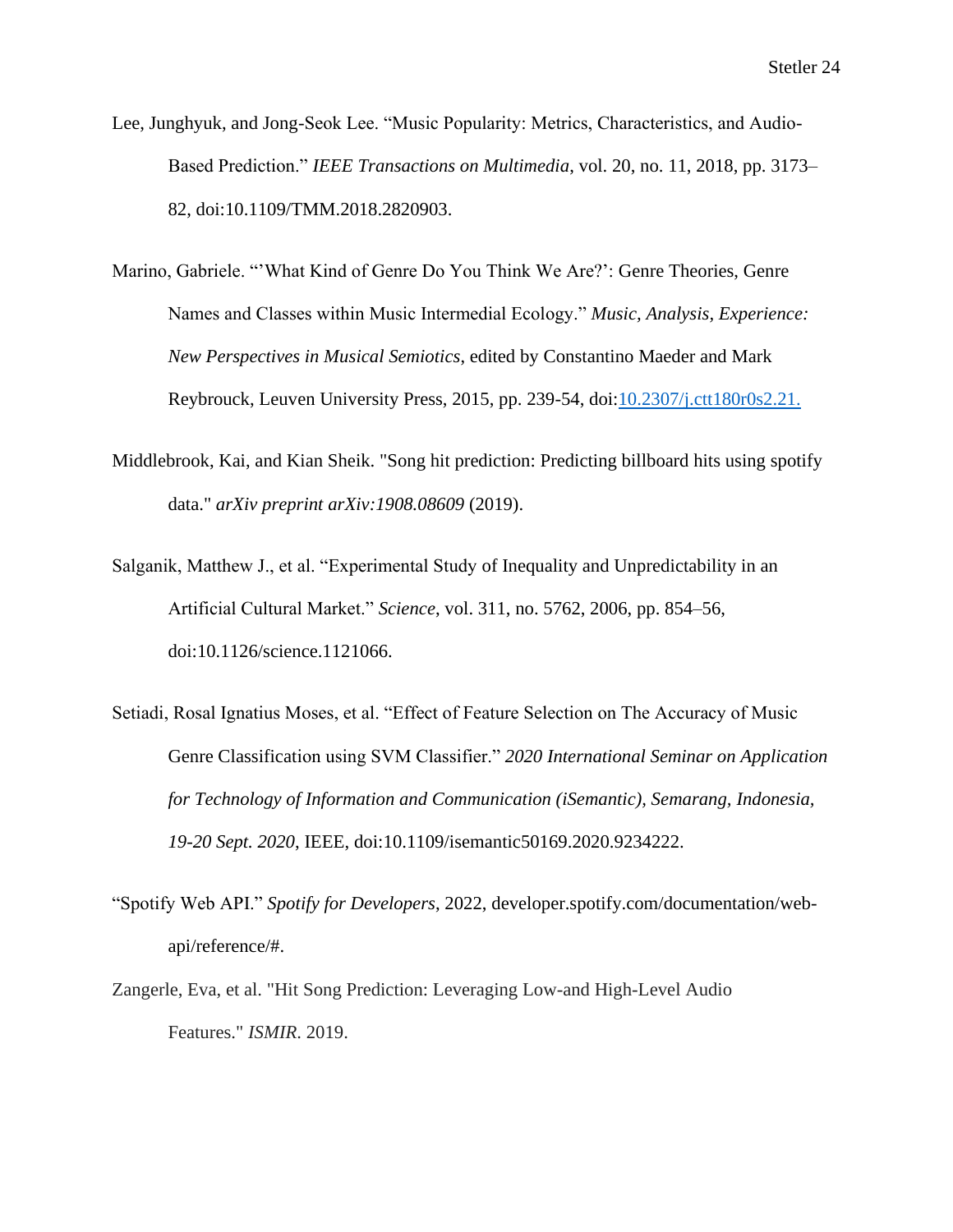Lee, Junghyuk, and Jong-Seok Lee. “Music Popularity: Metrics, Characteristics, and Audio-Based Prediction.” *IEEE Transactions on Multimedia*, vol. 20, no. 11, 2018, pp. 3173–82, doi:10.1109/TMM.2018.2820903.

Marino, Gabriele. “’What Kind of Genre Do You Think We Are?’: Genre Theories, Genre Names and Classes within Music Intermedial Ecology.” *Music, Analysis, Experience: New Perspectives in Musical Semiotics*, edited by Constantino Maeder and Mark Reybrouck, Leuven University Press, 2015, pp. 239-54, doi:10.2307/j.ctt180r0s2.21.

Middlebrook, Kai, and Kian Sheik. "Song hit prediction: Predicting billboard hits using spotify data." *arXiv preprint arXiv:1908.08609* (2019).

Salganik, Matthew J., et al. “Experimental Study of Inequality and Unpredictability in an Artificial Cultural Market.” *Science*, vol. 311, no. 5762, 2006, pp. 854–56, doi:10.1126/science.1121066.

Setiadi, Rosal Ignatius Moses, et al. “Effect of Feature Selection on The Accuracy of Music Genre Classification using SVM Classifier.” *2020 International Seminar on Application for Technology of Information and Communication (iSemantic), Semarang, Indonesia, 19-20 Sept. 2020*, IEEE, doi:10.1109/isemantic50169.2020.9234222.

“Spotify Web API.” *Spotify for Developers*, 2022, developer.spotify.com/documentation/web-api/reference/#.

Zangerle, Eva, et al. "Hit Song Prediction: Leveraging Low-and High-Level Audio Features." *ISMIR*. 2019.